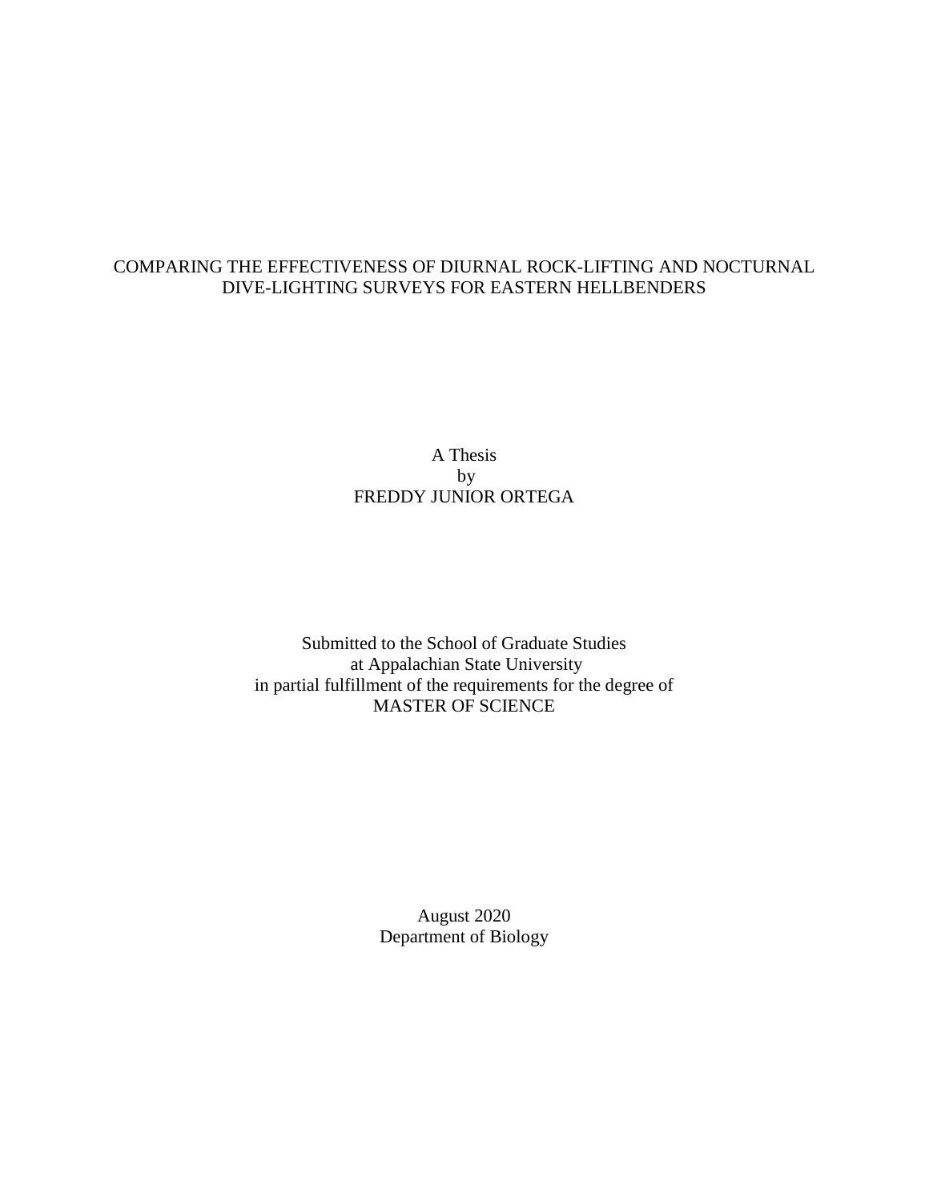# COMPARING THE EFFECTIVENESS OF DIURNAL ROCK-LIFTING AND NOCTURNAL DIVE-LIGHTING SURVEYS FOR EASTERN HELLBENDERS

A Thesis
by
FREDDY JUNIOR ORTEGA

Submitted to the School of Graduate Studies
at Appalachian State University
in partial fulfillment of the requirements for the degree of
MASTER OF SCIENCE

August 2020
Department of Biology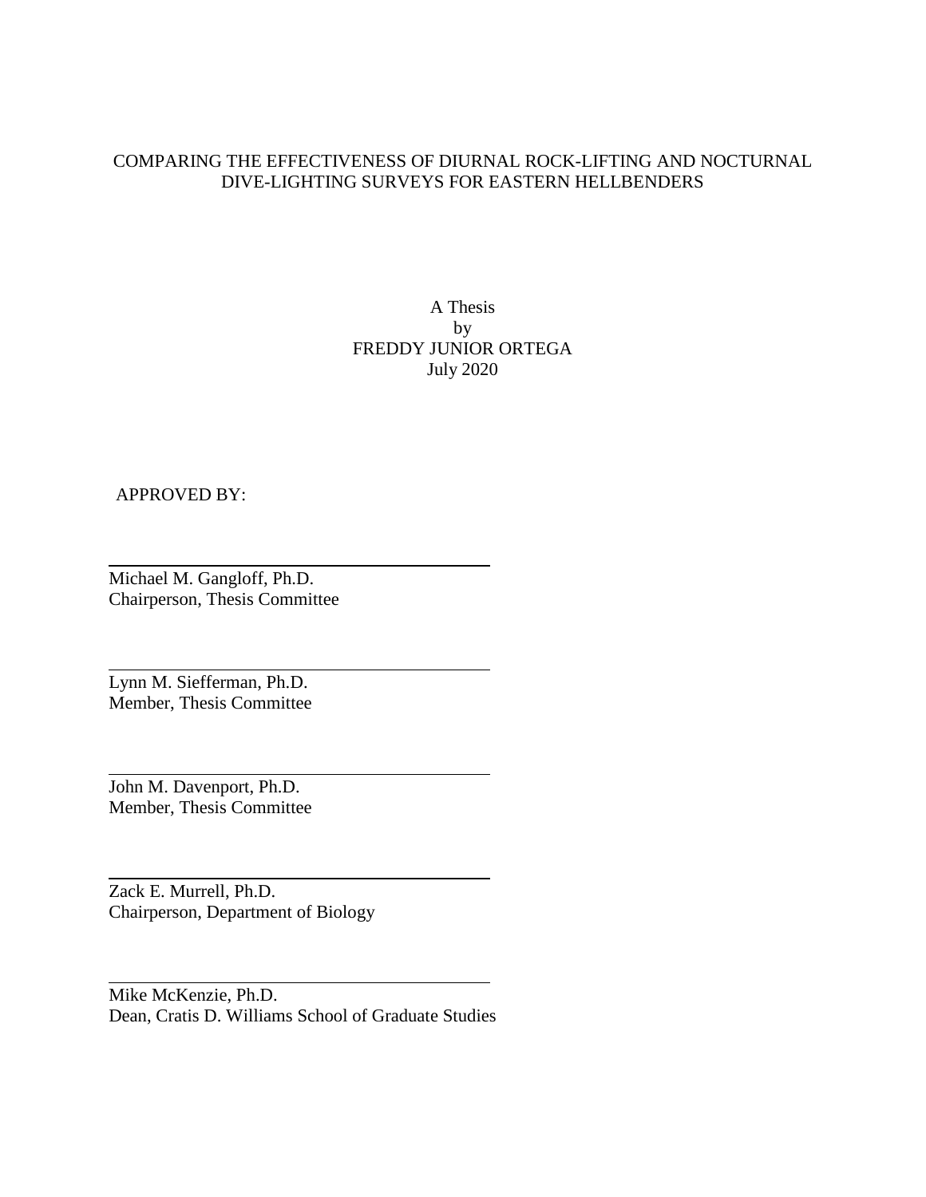COMPARING THE EFFECTIVENESS OF DIURNAL ROCK-LIFTING AND NOCTURNAL DIVE-LIGHTING SURVEYS FOR EASTERN HELLBENDERS

A Thesis
by
FREDDY JUNIOR ORTEGA
July 2020

APPROVED BY:

Michael M. Gangloff, Ph.D.
Chairperson, Thesis Committee

Lynn M. Siefferman, Ph.D.
Member, Thesis Committee

John M. Davenport, Ph.D.
Member, Thesis Committee

Zack E. Murrell, Ph.D.
Chairperson, Department of Biology

Mike McKenzie, Ph.D.
Dean, Cratis D. Williams School of Graduate Studies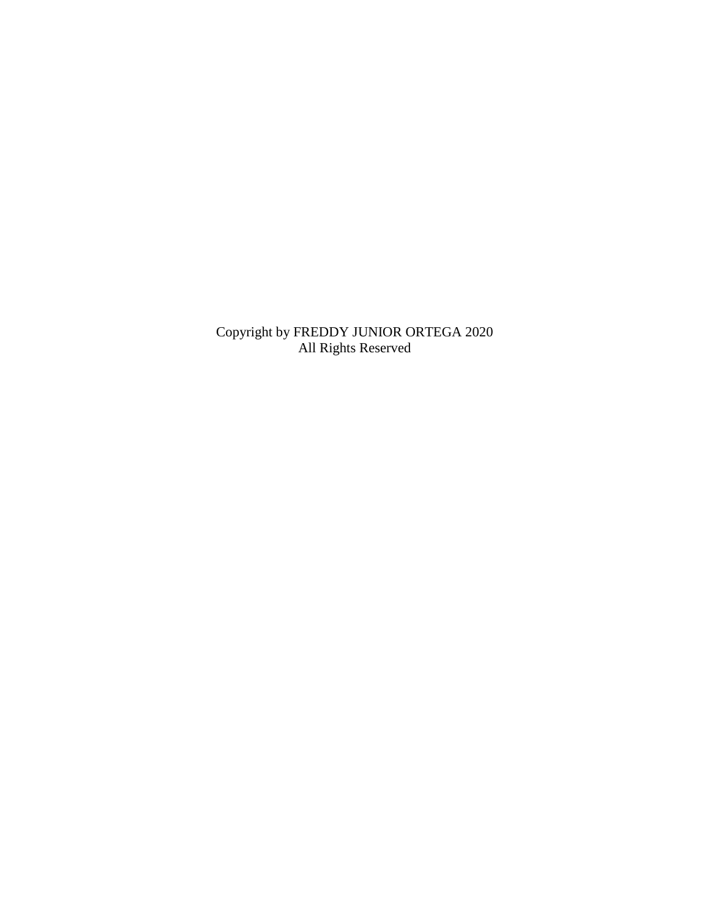Copyright by FREDDY JUNIOR ORTEGA 2020
All Rights Reserved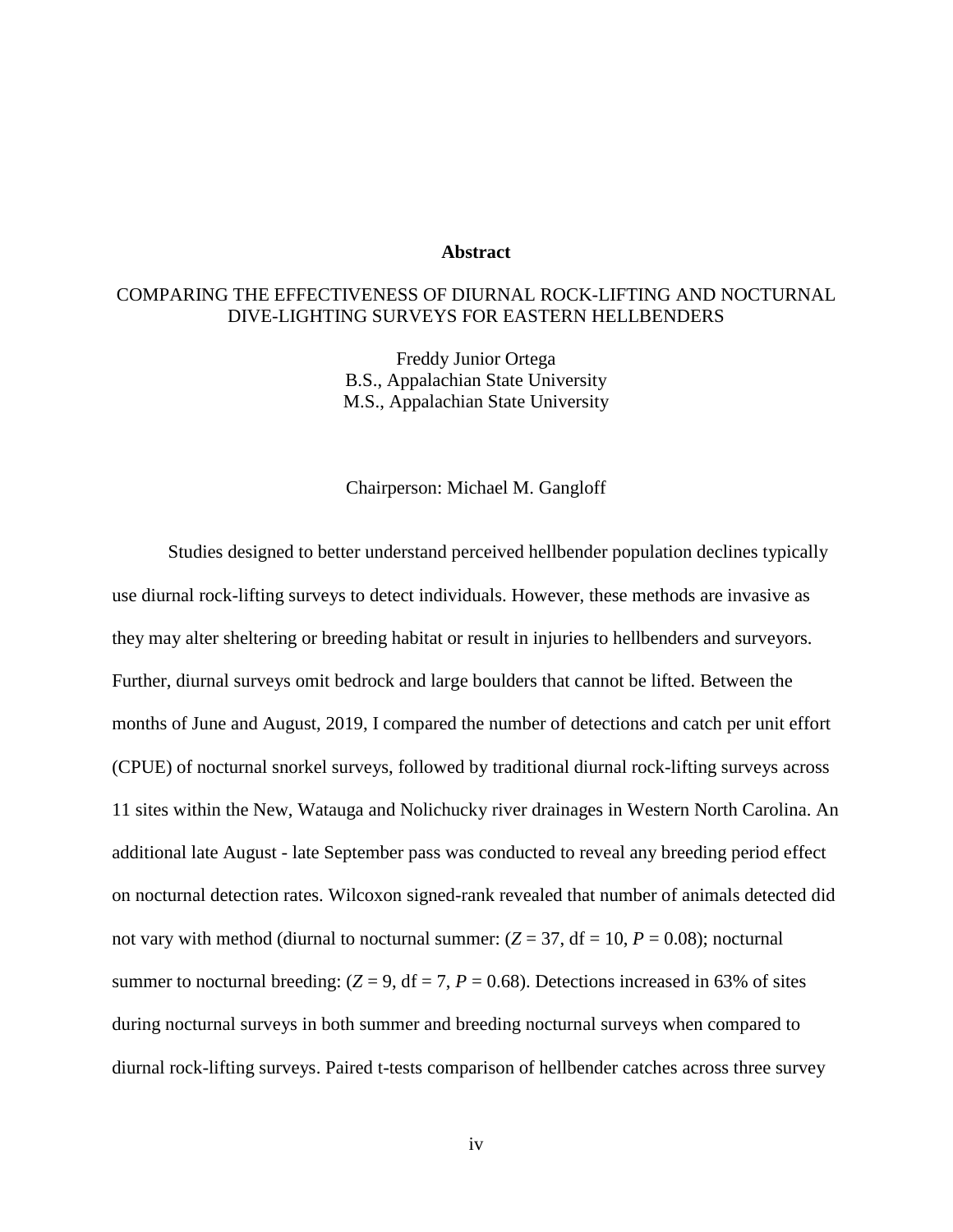**Abstract**

COMPARING THE EFFECTIVENESS OF DIURNAL ROCK-LIFTING AND NOCTURNAL DIVE-LIGHTING SURVEYS FOR EASTERN HELLBENDERS

Freddy Junior Ortega
B.S., Appalachian State University
M.S., Appalachian State University

Chairperson: Michael M. Gangloff

Studies designed to better understand perceived hellbender population declines typically use diurnal rock-lifting surveys to detect individuals. However, these methods are invasive as they may alter sheltering or breeding habitat or result in injuries to hellbenders and surveyors. Further, diurnal surveys omit bedrock and large boulders that cannot be lifted. Between the months of June and August, 2019, I compared the number of detections and catch per unit effort (CPUE) of nocturnal snorkel surveys, followed by traditional diurnal rock-lifting surveys across 11 sites within the New, Watauga and Nolichucky river drainages in Western North Carolina. An additional late August - late September pass was conducted to reveal any breeding period effect on nocturnal detection rates. Wilcoxon signed-rank revealed that number of animals detected did not vary with method (diurnal to nocturnal summer: ($Z = 37$, df = 10, $P = 0.08$); nocturnal summer to nocturnal breeding: ($Z = 9$, df = 7, $P = 0.68$). Detections increased in 63% of sites during nocturnal surveys in both summer and breeding nocturnal surveys when compared to diurnal rock-lifting surveys. Paired t-tests comparison of hellbender catches across three survey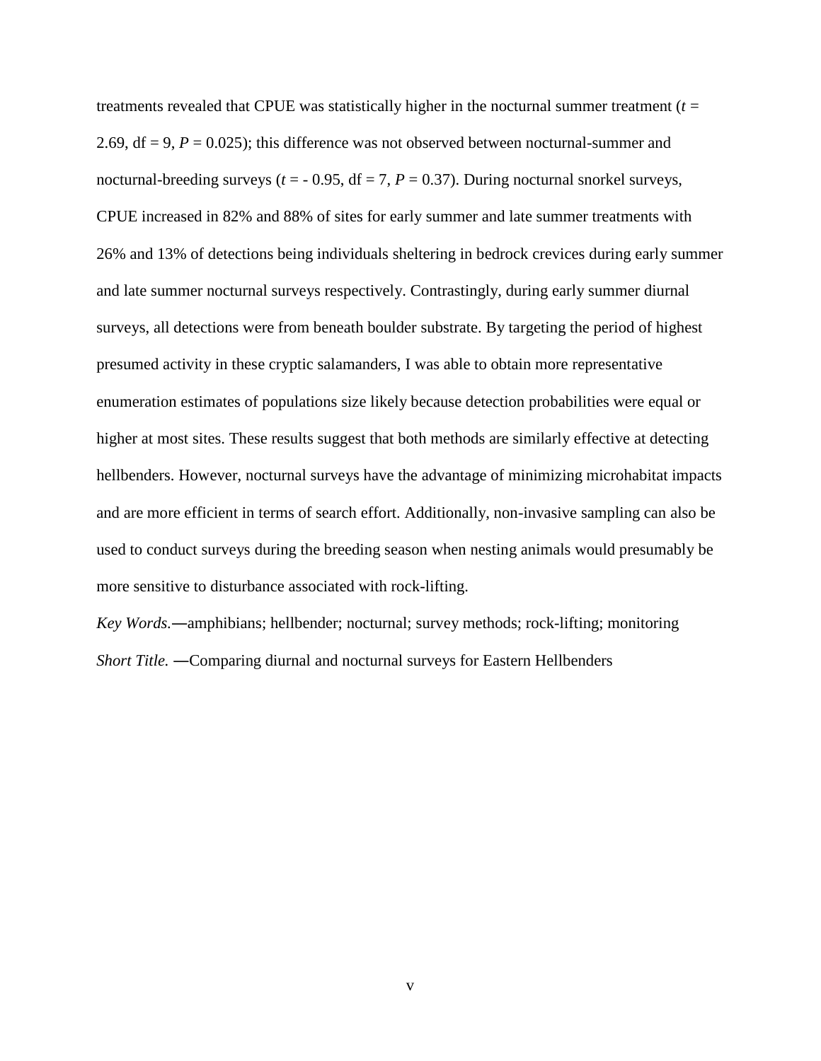treatments revealed that CPUE was statistically higher in the nocturnal summer treatment ($t$ = 2.69, df = 9, $P$ = 0.025); this difference was not observed between nocturnal-summer and nocturnal-breeding surveys ($t$ = - 0.95, df = 7, $P$ = 0.37). During nocturnal snorkel surveys, CPUE increased in 82% and 88% of sites for early summer and late summer treatments with 26% and 13% of detections being individuals sheltering in bedrock crevices during early summer and late summer nocturnal surveys respectively. Contrastingly, during early summer diurnal surveys, all detections were from beneath boulder substrate. By targeting the period of highest presumed activity in these cryptic salamanders, I was able to obtain more representative enumeration estimates of populations size likely because detection probabilities were equal or higher at most sites. These results suggest that both methods are similarly effective at detecting hellbenders. However, nocturnal surveys have the advantage of minimizing microhabitat impacts and are more efficient in terms of search effort. Additionally, non-invasive sampling can also be used to conduct surveys during the breeding season when nesting animals would presumably be more sensitive to disturbance associated with rock-lifting.

*Key Words.*—amphibians; hellbender; nocturnal; survey methods; rock-lifting; monitoring

*Short Title.* —Comparing diurnal and nocturnal surveys for Eastern Hellbenders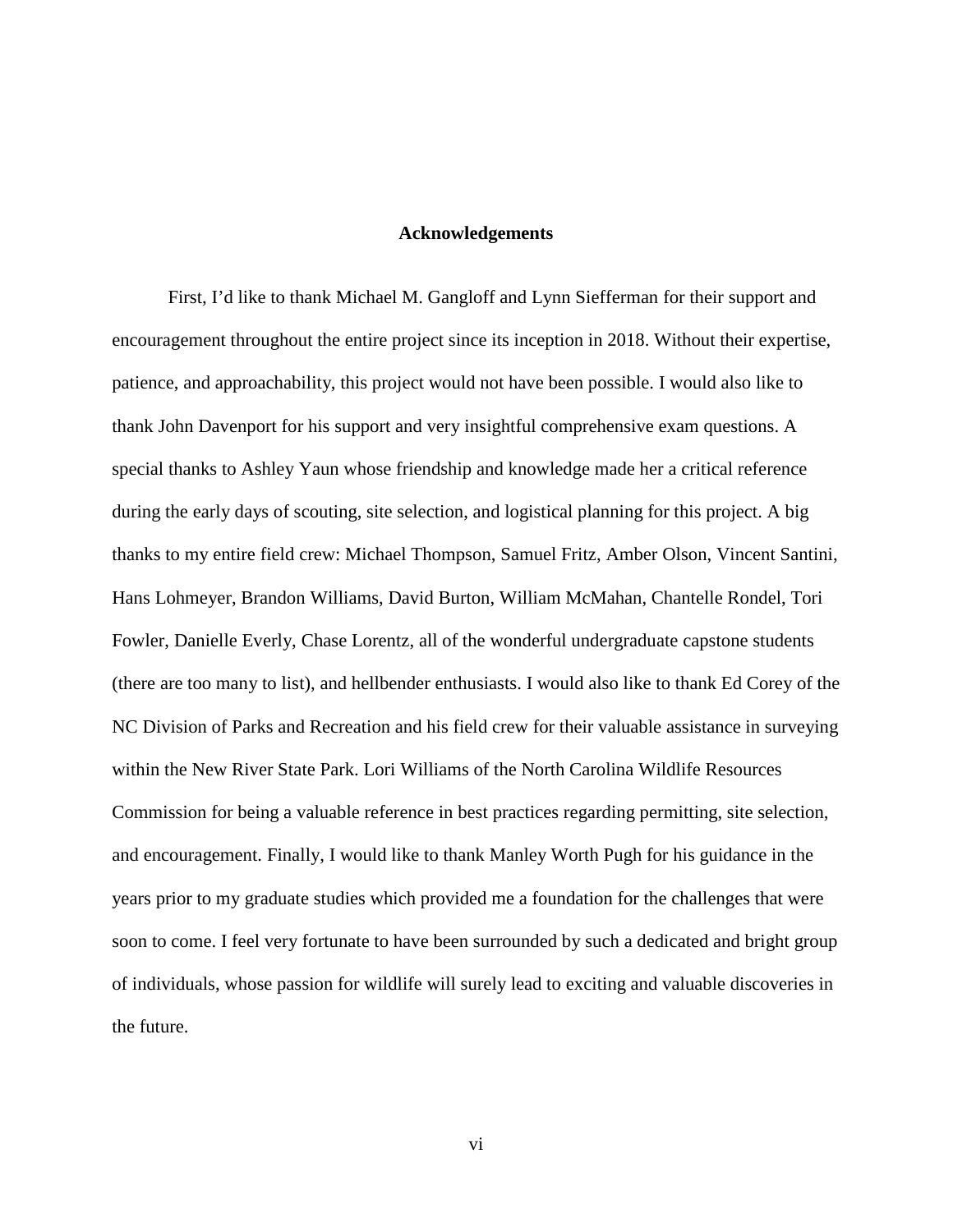# Acknowledgements

First, I'd like to thank Michael M. Gangloff and Lynn Siefferman for their support and encouragement throughout the entire project since its inception in 2018. Without their expertise, patience, and approachability, this project would not have been possible. I would also like to thank John Davenport for his support and very insightful comprehensive exam questions. A special thanks to Ashley Yaun whose friendship and knowledge made her a critical reference during the early days of scouting, site selection, and logistical planning for this project. A big thanks to my entire field crew: Michael Thompson, Samuel Fritz, Amber Olson, Vincent Santini, Hans Lohmeyer, Brandon Williams, David Burton, William McMahan, Chantelle Rondel, Tori Fowler, Danielle Everly, Chase Lorentz, all of the wonderful undergraduate capstone students (there are too many to list), and hellbender enthusiasts. I would also like to thank Ed Corey of the NC Division of Parks and Recreation and his field crew for their valuable assistance in surveying within the New River State Park. Lori Williams of the North Carolina Wildlife Resources Commission for being a valuable reference in best practices regarding permitting, site selection, and encouragement. Finally, I would like to thank Manley Worth Pugh for his guidance in the years prior to my graduate studies which provided me a foundation for the challenges that were soon to come. I feel very fortunate to have been surrounded by such a dedicated and bright group of individuals, whose passion for wildlife will surely lead to exciting and valuable discoveries in the future.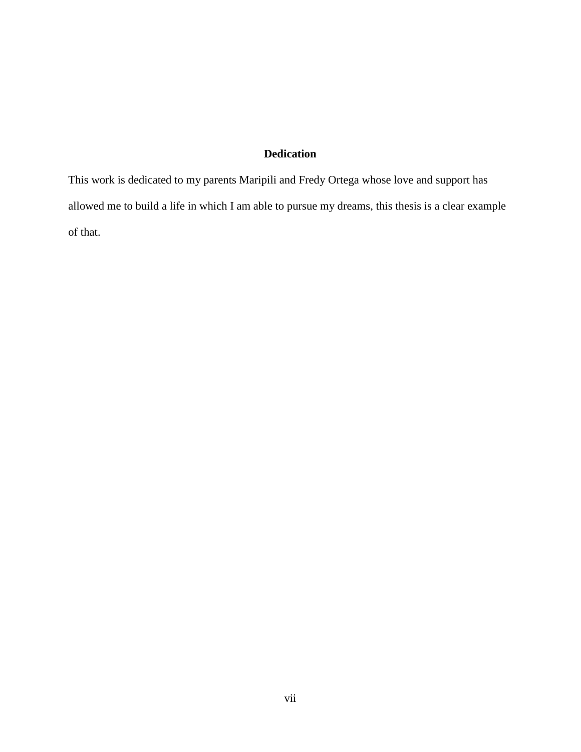# Dedication

This work is dedicated to my parents Maripili and Fredy Ortega whose love and support has allowed me to build a life in which I am able to pursue my dreams, this thesis is a clear example of that.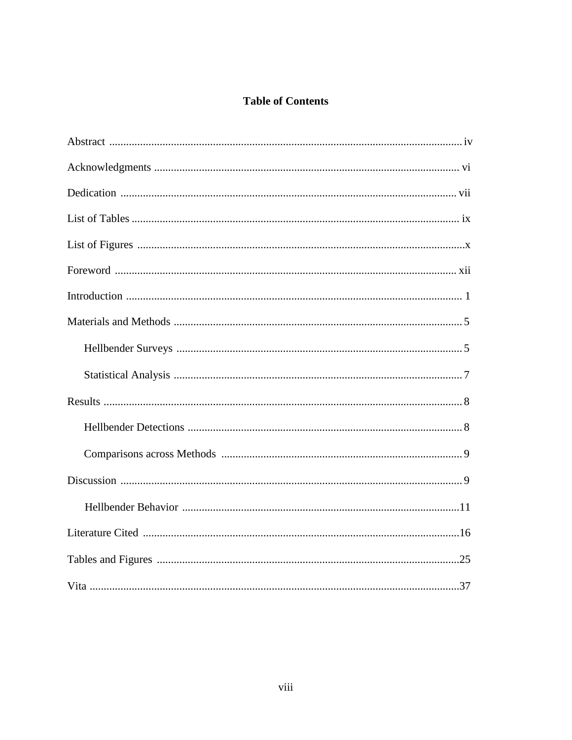# Table of Contents

Abstract ............................................................................................................................. iv

Acknowledgments ............................................................................................................ vi

Dedication ........................................................................................................................ vii

List of Tables ..................................................................................................................... ix

List of Figures .....................................................................................................................x

Foreword .......................................................................................................................... xii

Introduction ....................................................................................................................... 1

Materials and Methods ....................................................................................................... 5

- Hellbender Surveys ..................................................................................................... 5
- Statistical Analysis ...................................................................................................... 7

Results ................................................................................................................................ 8

- Hellbender Detections ................................................................................................. 8
- Comparisons across Methods ..................................................................................... 9

Discussion .......................................................................................................................... 9

- Hellbender Behavior ..................................................................................................11

Literature Cited ................................................................................................................16

Tables and Figures ...........................................................................................................25

Vita ...................................................................................................................................37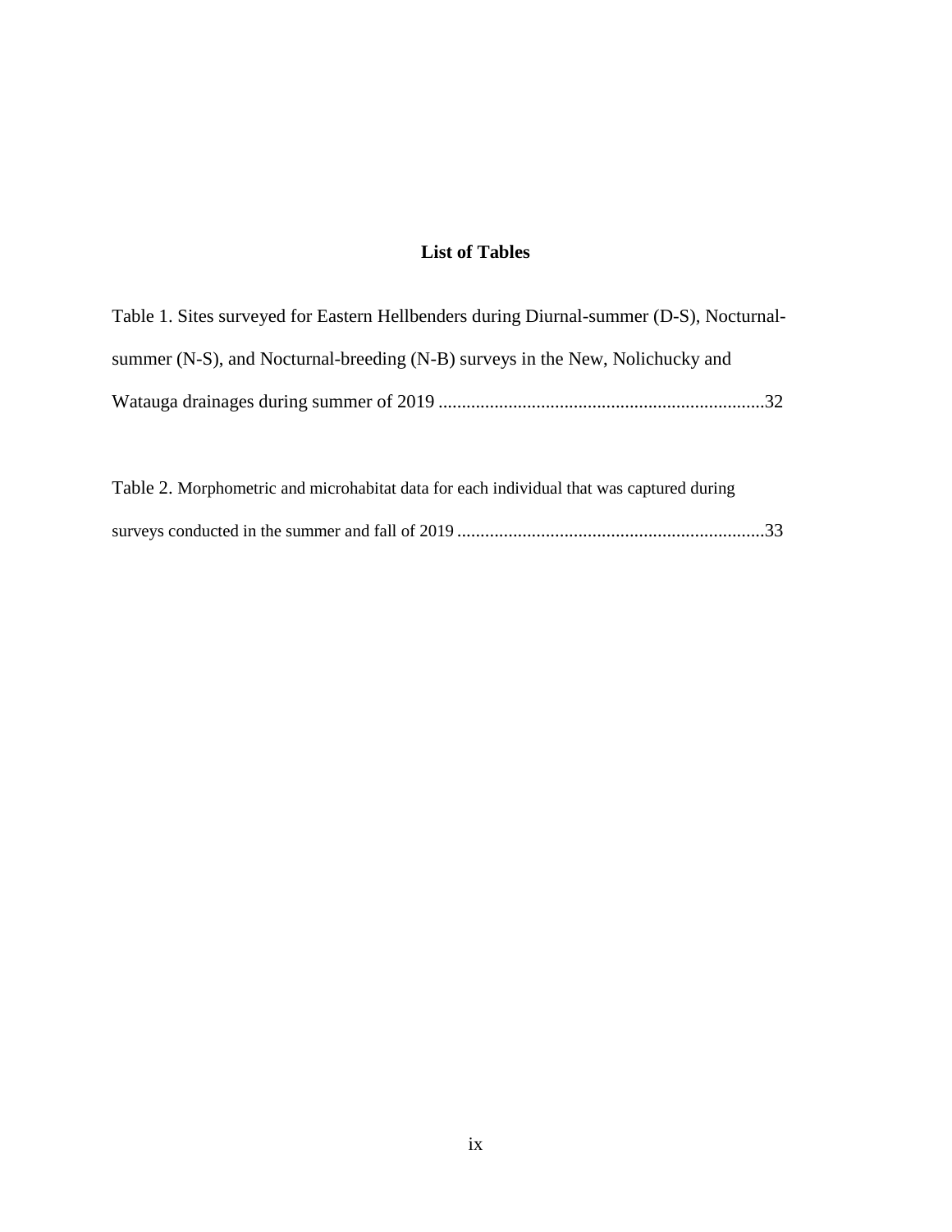## List of Tables

Table 1. Sites surveyed for Eastern Hellbenders during Diurnal-summer (D-S), Nocturnal-summer (N-S), and Nocturnal-breeding (N-B) surveys in the New, Nolichucky and Watauga drainages during summer of 2019 ......................................................................32

Table 2. Morphometric and microhabitat data for each individual that was captured during surveys conducted in the summer and fall of 2019 ..................................................................33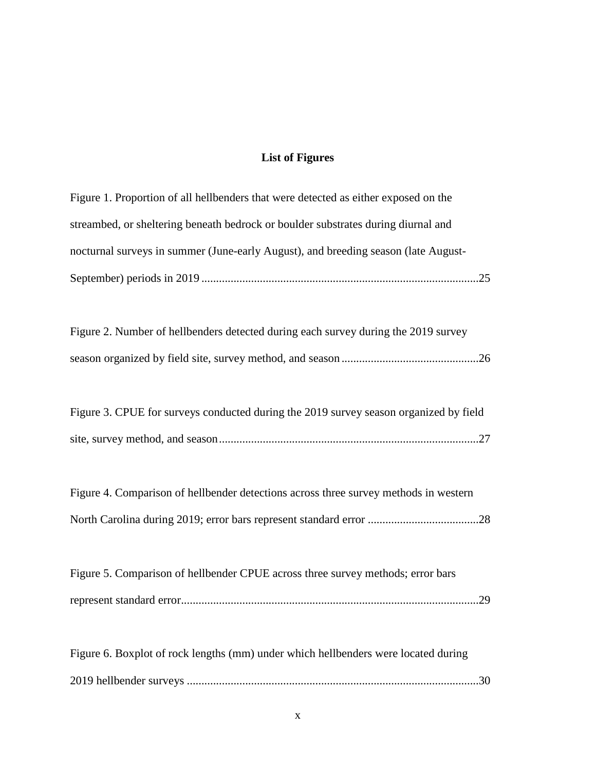## List of Figures

Figure 1. Proportion of all hellbenders that were detected as either exposed on the streambed, or sheltering beneath bedrock or boulder substrates during diurnal and nocturnal surveys in summer (June-early August), and breeding season (late August-September) periods in 2019 ....................................................................................25

Figure 2. Number of hellbenders detected during each survey during the 2019 survey season organized by field site, survey method, and season ..............................................26

Figure 3. CPUE for surveys conducted during the 2019 survey season organized by field site, survey method, and season........................................................................................27

Figure 4. Comparison of hellbender detections across three survey methods in western North Carolina during 2019; error bars represent standard error ......................................28

Figure 5. Comparison of hellbender CPUE across three survey methods; error bars represent standard error......................................................................................................29

Figure 6. Boxplot of rock lengths (mm) under which hellbenders were located during 2019 hellbender surveys ....................................................................................................30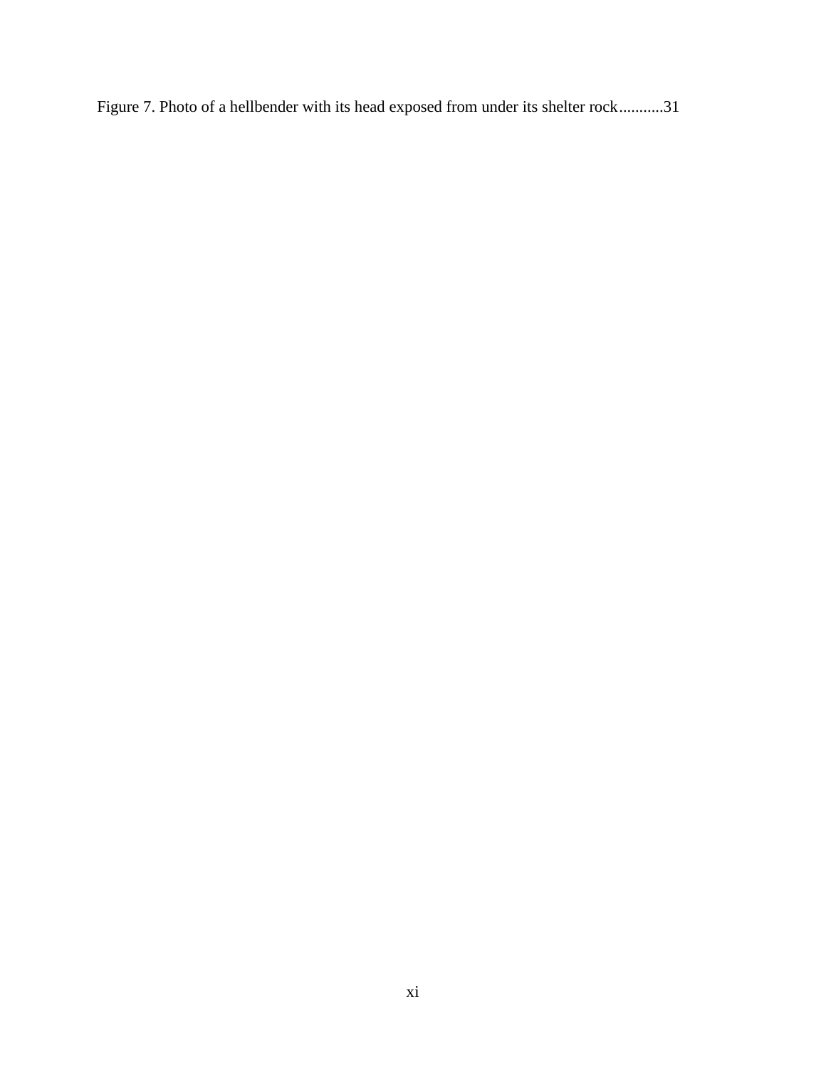Figure 7. Photo of a hellbender with its head exposed from under its shelter rock...........31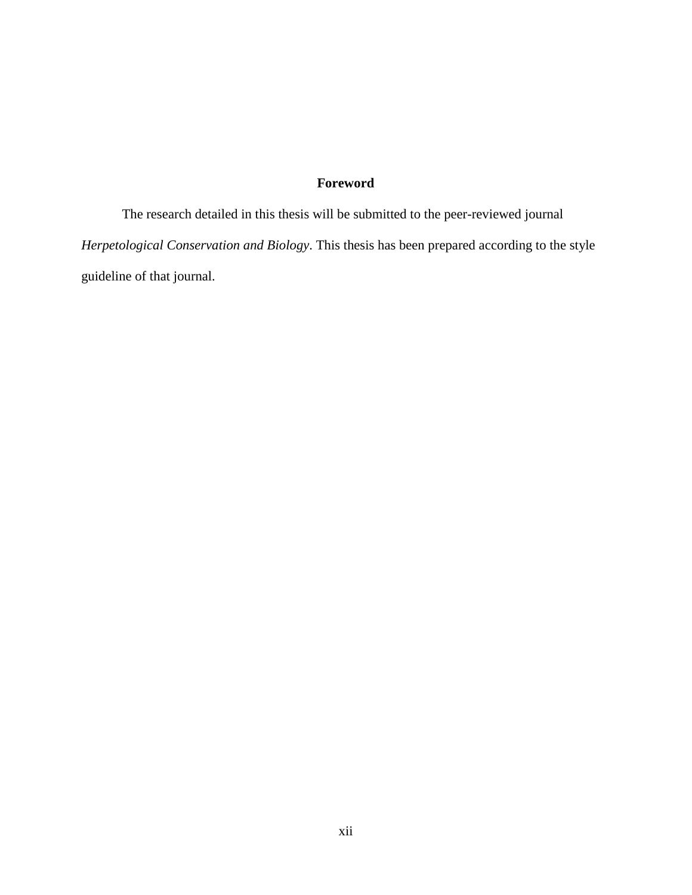## Foreword

The research detailed in this thesis will be submitted to the peer-reviewed journal *Herpetological Conservation and Biology*. This thesis has been prepared according to the style guideline of that journal.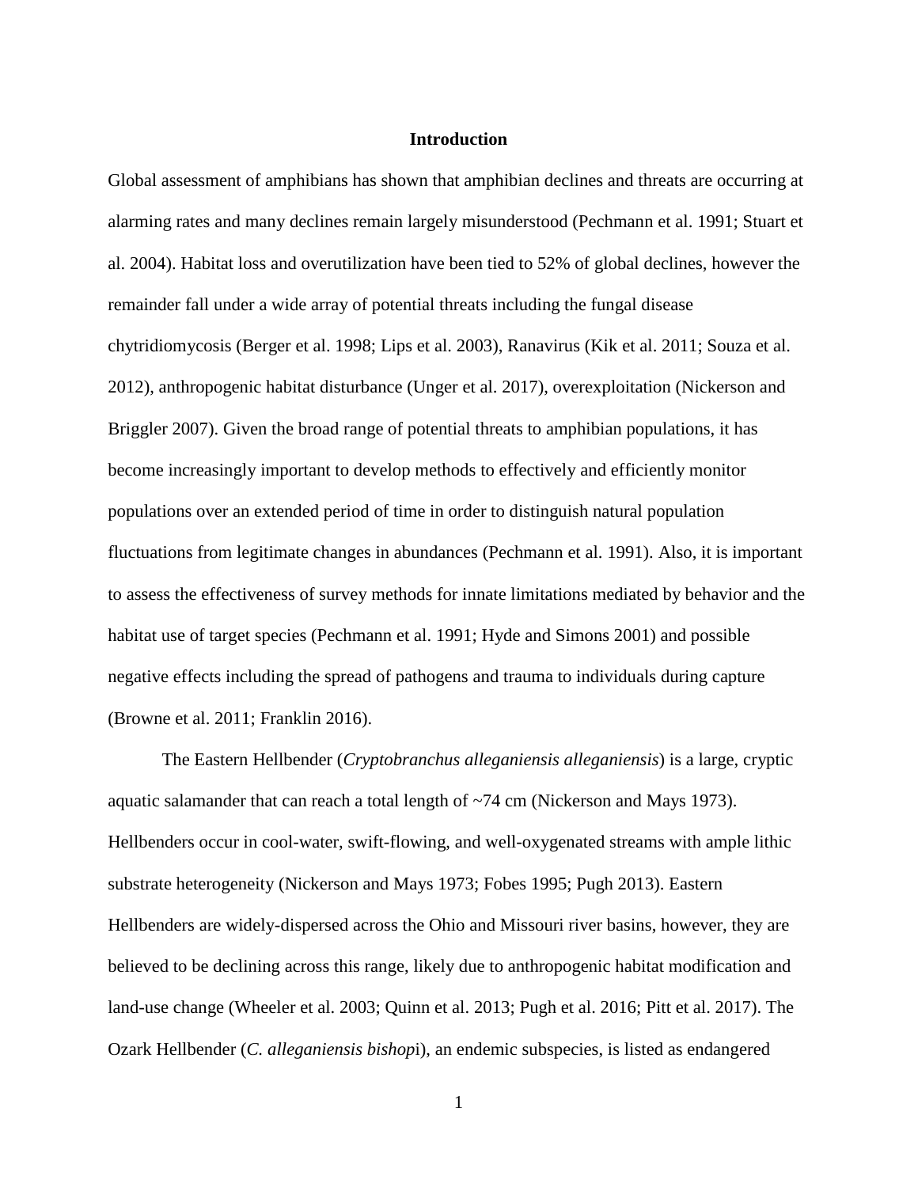## Introduction

Global assessment of amphibians has shown that amphibian declines and threats are occurring at alarming rates and many declines remain largely misunderstood (Pechmann et al. 1991; Stuart et al. 2004). Habitat loss and overutilization have been tied to 52% of global declines, however the remainder fall under a wide array of potential threats including the fungal disease chytridiomycosis (Berger et al. 1998; Lips et al. 2003), Ranavirus (Kik et al. 2011; Souza et al. 2012), anthropogenic habitat disturbance (Unger et al. 2017), overexploitation (Nickerson and Briggler 2007). Given the broad range of potential threats to amphibian populations, it has become increasingly important to develop methods to effectively and efficiently monitor populations over an extended period of time in order to distinguish natural population fluctuations from legitimate changes in abundances (Pechmann et al. 1991). Also, it is important to assess the effectiveness of survey methods for innate limitations mediated by behavior and the habitat use of target species (Pechmann et al. 1991; Hyde and Simons 2001) and possible negative effects including the spread of pathogens and trauma to individuals during capture (Browne et al. 2011; Franklin 2016).

The Eastern Hellbender (*Cryptobranchus alleganiensis alleganiensis*) is a large, cryptic aquatic salamander that can reach a total length of ~74 cm (Nickerson and Mays 1973). Hellbenders occur in cool-water, swift-flowing, and well-oxygenated streams with ample lithic substrate heterogeneity (Nickerson and Mays 1973; Fobes 1995; Pugh 2013). Eastern Hellbenders are widely-dispersed across the Ohio and Missouri river basins, however, they are believed to be declining across this range, likely due to anthropogenic habitat modification and land-use change (Wheeler et al. 2003; Quinn et al. 2013; Pugh et al. 2016; Pitt et al. 2017). The Ozark Hellbender (*C. alleganiensis bishop*i), an endemic subspecies, is listed as endangered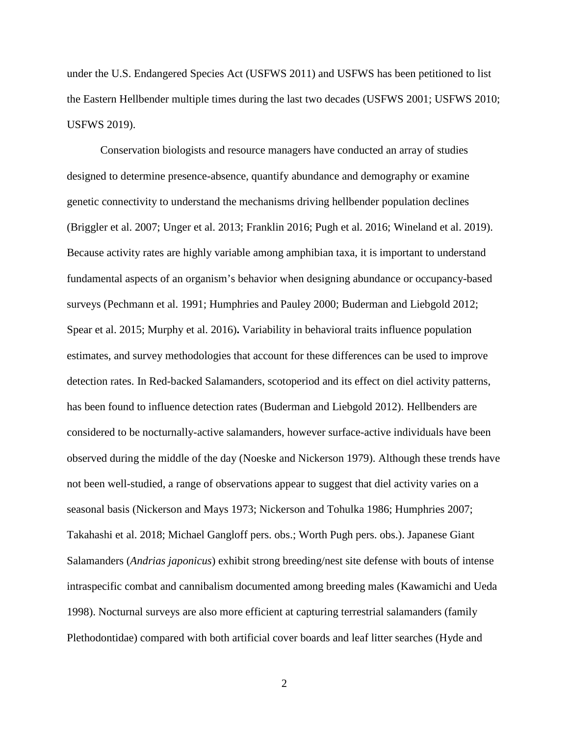under the U.S. Endangered Species Act (USFWS 2011) and USFWS has been petitioned to list the Eastern Hellbender multiple times during the last two decades (USFWS 2001; USFWS 2010; USFWS 2019).

Conservation biologists and resource managers have conducted an array of studies designed to determine presence-absence, quantify abundance and demography or examine genetic connectivity to understand the mechanisms driving hellbender population declines (Briggler et al. 2007; Unger et al. 2013; Franklin 2016; Pugh et al. 2016; Wineland et al. 2019). Because activity rates are highly variable among amphibian taxa, it is important to understand fundamental aspects of an organism's behavior when designing abundance or occupancy-based surveys (Pechmann et al. 1991; Humphries and Pauley 2000; Buderman and Liebgold 2012; Spear et al. 2015; Murphy et al. 2016)**.** Variability in behavioral traits influence population estimates, and survey methodologies that account for these differences can be used to improve detection rates. In Red-backed Salamanders, scotoperiod and its effect on diel activity patterns, has been found to influence detection rates (Buderman and Liebgold 2012). Hellbenders are considered to be nocturnally-active salamanders, however surface-active individuals have been observed during the middle of the day (Noeske and Nickerson 1979). Although these trends have not been well-studied, a range of observations appear to suggest that diel activity varies on a seasonal basis (Nickerson and Mays 1973; Nickerson and Tohulka 1986; Humphries 2007; Takahashi et al. 2018; Michael Gangloff pers. obs.; Worth Pugh pers. obs.). Japanese Giant Salamanders (*Andrias japonicus*) exhibit strong breeding/nest site defense with bouts of intense intraspecific combat and cannibalism documented among breeding males (Kawamichi and Ueda 1998). Nocturnal surveys are also more efficient at capturing terrestrial salamanders (family Plethodontidae) compared with both artificial cover boards and leaf litter searches (Hyde and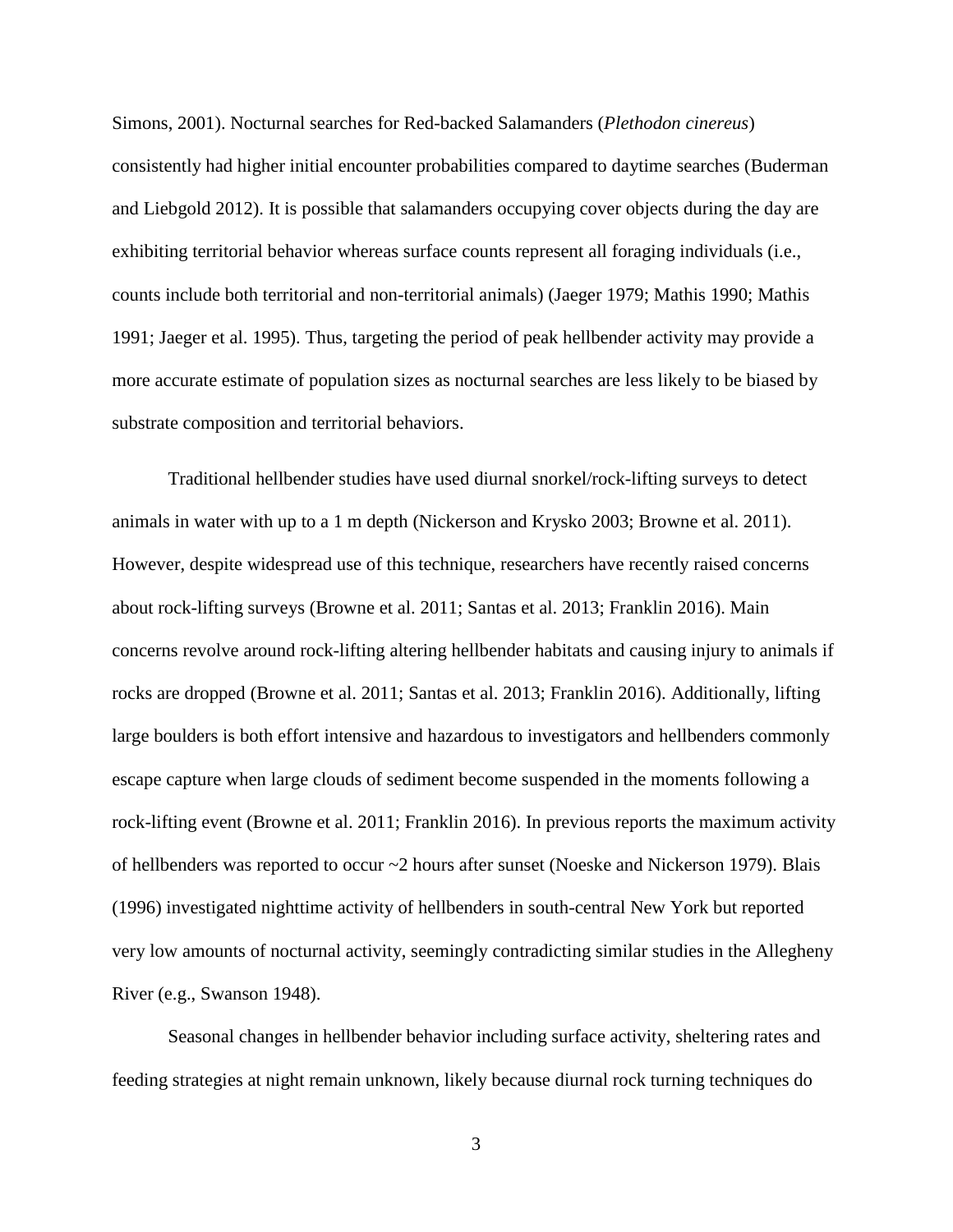Simons, 2001). Nocturnal searches for Red-backed Salamanders (*Plethodon cinereus*) consistently had higher initial encounter probabilities compared to daytime searches (Buderman and Liebgold 2012). It is possible that salamanders occupying cover objects during the day are exhibiting territorial behavior whereas surface counts represent all foraging individuals (i.e., counts include both territorial and non-territorial animals) (Jaeger 1979; Mathis 1990; Mathis 1991; Jaeger et al. 1995). Thus, targeting the period of peak hellbender activity may provide a more accurate estimate of population sizes as nocturnal searches are less likely to be biased by substrate composition and territorial behaviors.

Traditional hellbender studies have used diurnal snorkel/rock-lifting surveys to detect animals in water with up to a 1 m depth (Nickerson and Krysko 2003; Browne et al. 2011). However, despite widespread use of this technique, researchers have recently raised concerns about rock-lifting surveys (Browne et al. 2011; Santas et al. 2013; Franklin 2016). Main concerns revolve around rock-lifting altering hellbender habitats and causing injury to animals if rocks are dropped (Browne et al. 2011; Santas et al. 2013; Franklin 2016). Additionally, lifting large boulders is both effort intensive and hazardous to investigators and hellbenders commonly escape capture when large clouds of sediment become suspended in the moments following a rock-lifting event (Browne et al. 2011; Franklin 2016). In previous reports the maximum activity of hellbenders was reported to occur ~2 hours after sunset (Noeske and Nickerson 1979). Blais (1996) investigated nighttime activity of hellbenders in south-central New York but reported very low amounts of nocturnal activity, seemingly contradicting similar studies in the Allegheny River (e.g., Swanson 1948).

Seasonal changes in hellbender behavior including surface activity, sheltering rates and feeding strategies at night remain unknown, likely because diurnal rock turning techniques do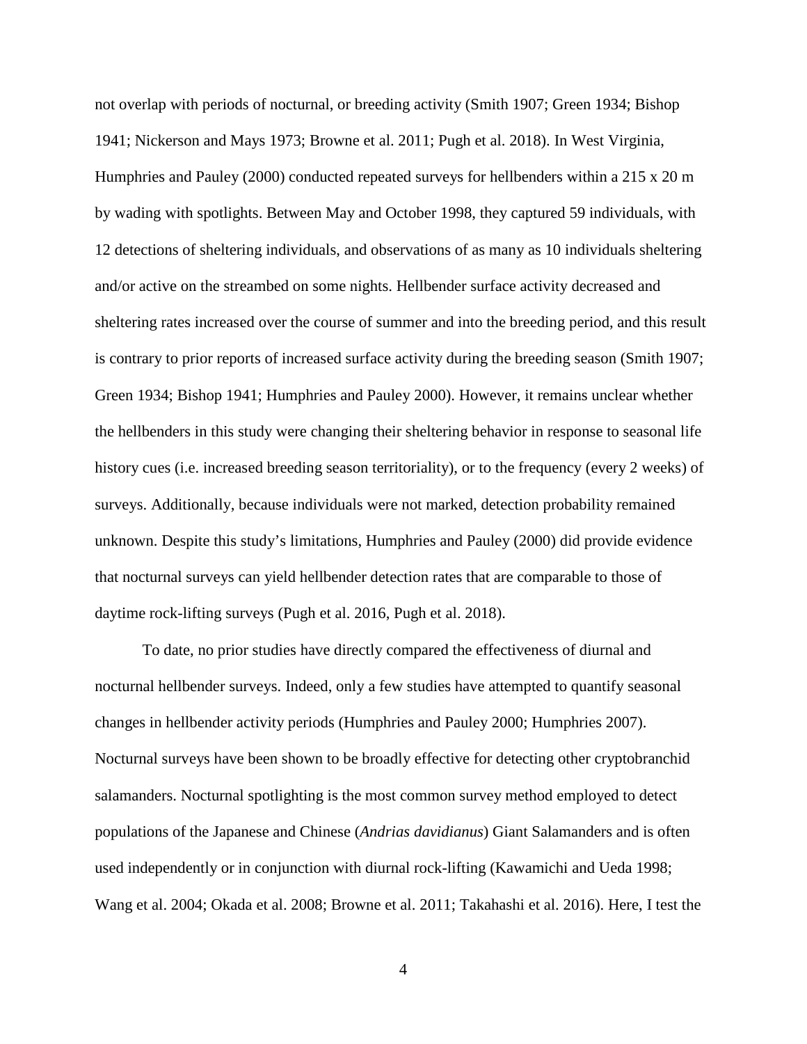not overlap with periods of nocturnal, or breeding activity (Smith 1907; Green 1934; Bishop 1941; Nickerson and Mays 1973; Browne et al. 2011; Pugh et al. 2018). In West Virginia, Humphries and Pauley (2000) conducted repeated surveys for hellbenders within a 215 x 20 m by wading with spotlights. Between May and October 1998, they captured 59 individuals, with 12 detections of sheltering individuals, and observations of as many as 10 individuals sheltering and/or active on the streambed on some nights. Hellbender surface activity decreased and sheltering rates increased over the course of summer and into the breeding period, and this result is contrary to prior reports of increased surface activity during the breeding season (Smith 1907; Green 1934; Bishop 1941; Humphries and Pauley 2000). However, it remains unclear whether the hellbenders in this study were changing their sheltering behavior in response to seasonal life history cues (i.e. increased breeding season territoriality), or to the frequency (every 2 weeks) of surveys. Additionally, because individuals were not marked, detection probability remained unknown. Despite this study's limitations, Humphries and Pauley (2000) did provide evidence that nocturnal surveys can yield hellbender detection rates that are comparable to those of daytime rock-lifting surveys (Pugh et al. 2016, Pugh et al. 2018).

To date, no prior studies have directly compared the effectiveness of diurnal and nocturnal hellbender surveys. Indeed, only a few studies have attempted to quantify seasonal changes in hellbender activity periods (Humphries and Pauley 2000; Humphries 2007). Nocturnal surveys have been shown to be broadly effective for detecting other cryptobranchid salamanders. Nocturnal spotlighting is the most common survey method employed to detect populations of the Japanese and Chinese (*Andrias davidianus*) Giant Salamanders and is often used independently or in conjunction with diurnal rock-lifting (Kawamichi and Ueda 1998; Wang et al. 2004; Okada et al. 2008; Browne et al. 2011; Takahashi et al. 2016). Here, I test the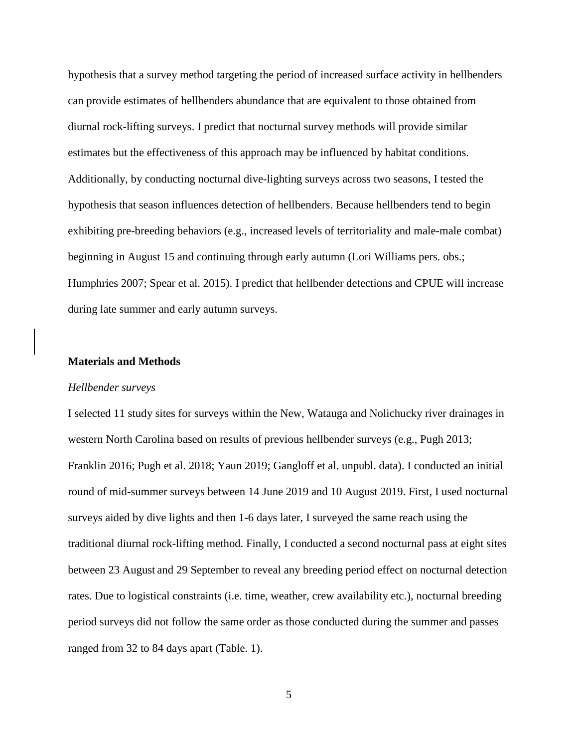hypothesis that a survey method targeting the period of increased surface activity in hellbenders can provide estimates of hellbenders abundance that are equivalent to those obtained from diurnal rock-lifting surveys. I predict that nocturnal survey methods will provide similar estimates but the effectiveness of this approach may be influenced by habitat conditions. Additionally, by conducting nocturnal dive-lighting surveys across two seasons, I tested the hypothesis that season influences detection of hellbenders. Because hellbenders tend to begin exhibiting pre-breeding behaviors (e.g., increased levels of territoriality and male-male combat) beginning in August 15 and continuing through early autumn (Lori Williams pers. obs.; Humphries 2007; Spear et al. 2015). I predict that hellbender detections and CPUE will increase during late summer and early autumn surveys.

## Materials and Methods

### *Hellbender surveys*

I selected 11 study sites for surveys within the New, Watauga and Nolichucky river drainages in western North Carolina based on results of previous hellbender surveys (e.g., Pugh 2013; Franklin 2016; Pugh et al. 2018; Yaun 2019; Gangloff et al. unpubl. data). I conducted an initial round of mid-summer surveys between 14 June 2019 and 10 August 2019. First, I used nocturnal surveys aided by dive lights and then 1-6 days later, I surveyed the same reach using the traditional diurnal rock-lifting method. Finally, I conducted a second nocturnal pass at eight sites between 23 August and 29 September to reveal any breeding period effect on nocturnal detection rates. Due to logistical constraints (i.e. time, weather, crew availability etc.), nocturnal breeding period surveys did not follow the same order as those conducted during the summer and passes ranged from 32 to 84 days apart (Table. 1).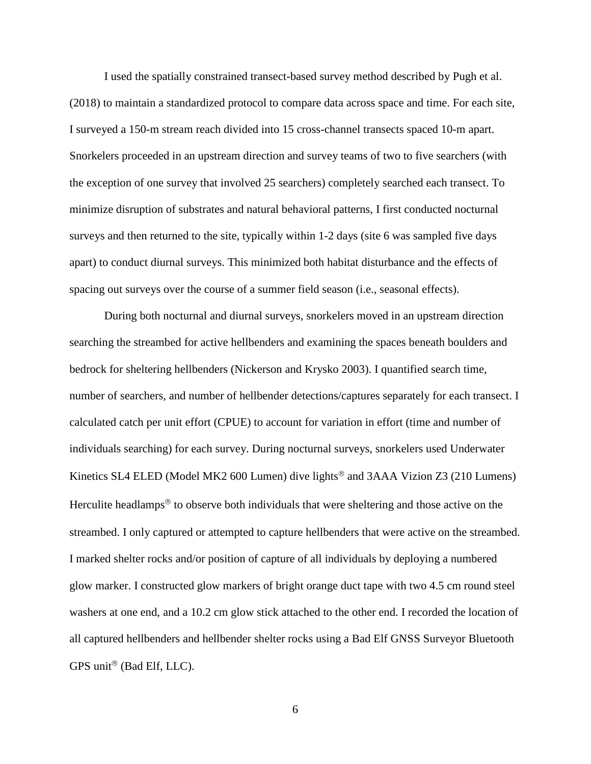I used the spatially constrained transect-based survey method described by Pugh et al. (2018) to maintain a standardized protocol to compare data across space and time. For each site, I surveyed a 150-m stream reach divided into 15 cross-channel transects spaced 10-m apart. Snorkelers proceeded in an upstream direction and survey teams of two to five searchers (with the exception of one survey that involved 25 searchers) completely searched each transect. To minimize disruption of substrates and natural behavioral patterns, I first conducted nocturnal surveys and then returned to the site, typically within 1-2 days (site 6 was sampled five days apart) to conduct diurnal surveys. This minimized both habitat disturbance and the effects of spacing out surveys over the course of a summer field season (i.e., seasonal effects).

During both nocturnal and diurnal surveys, snorkelers moved in an upstream direction searching the streambed for active hellbenders and examining the spaces beneath boulders and bedrock for sheltering hellbenders (Nickerson and Krysko 2003). I quantified search time, number of searchers, and number of hellbender detections/captures separately for each transect. I calculated catch per unit effort (CPUE) to account for variation in effort (time and number of individuals searching) for each survey. During nocturnal surveys, snorkelers used Underwater Kinetics SL4 ELED (Model MK2 600 Lumen) dive lights® and 3AAA Vizion Z3 (210 Lumens) Herculite headlamps® to observe both individuals that were sheltering and those active on the streambed. I only captured or attempted to capture hellbenders that were active on the streambed. I marked shelter rocks and/or position of capture of all individuals by deploying a numbered glow marker. I constructed glow markers of bright orange duct tape with two 4.5 cm round steel washers at one end, and a 10.2 cm glow stick attached to the other end. I recorded the location of all captured hellbenders and hellbender shelter rocks using a Bad Elf GNSS Surveyor Bluetooth GPS unit® (Bad Elf, LLC).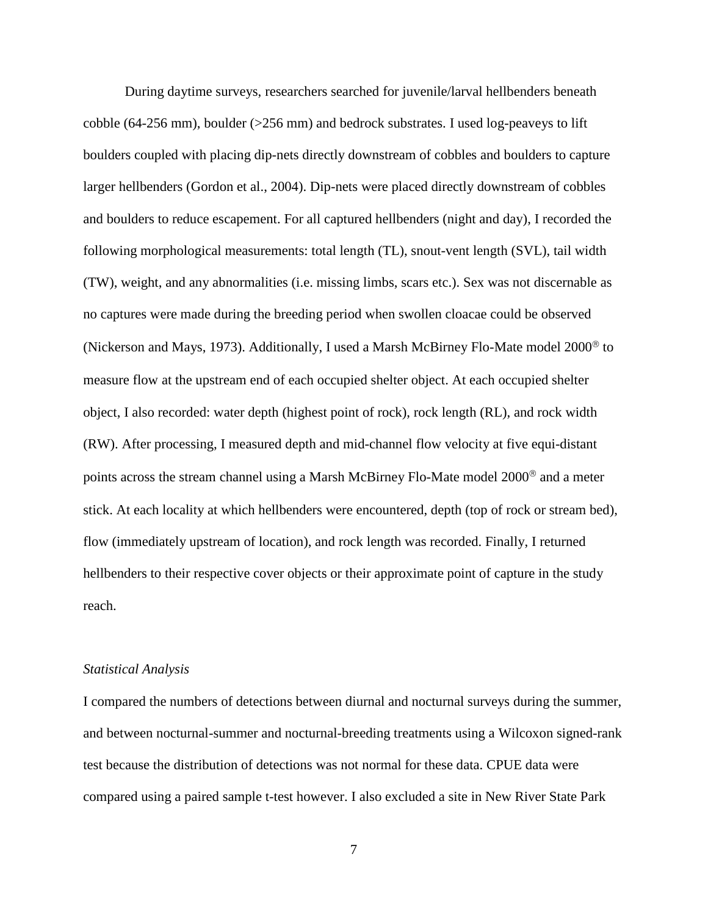During daytime surveys, researchers searched for juvenile/larval hellbenders beneath cobble (64-256 mm), boulder (>256 mm) and bedrock substrates. I used log-peaveys to lift boulders coupled with placing dip-nets directly downstream of cobbles and boulders to capture larger hellbenders (Gordon et al., 2004). Dip-nets were placed directly downstream of cobbles and boulders to reduce escapement. For all captured hellbenders (night and day), I recorded the following morphological measurements: total length (TL), snout-vent length (SVL), tail width (TW), weight, and any abnormalities (i.e. missing limbs, scars etc.). Sex was not discernable as no captures were made during the breeding period when swollen cloacae could be observed (Nickerson and Mays, 1973). Additionally, I used a Marsh McBirney Flo-Mate model 2000® to measure flow at the upstream end of each occupied shelter object. At each occupied shelter object, I also recorded: water depth (highest point of rock), rock length (RL), and rock width (RW). After processing, I measured depth and mid-channel flow velocity at five equi-distant points across the stream channel using a Marsh McBirney Flo-Mate model 2000® and a meter stick. At each locality at which hellbenders were encountered, depth (top of rock or stream bed), flow (immediately upstream of location), and rock length was recorded. Finally, I returned hellbenders to their respective cover objects or their approximate point of capture in the study reach.

*Statistical Analysis*

I compared the numbers of detections between diurnal and nocturnal surveys during the summer, and between nocturnal-summer and nocturnal-breeding treatments using a Wilcoxon signed-rank test because the distribution of detections was not normal for these data. CPUE data were compared using a paired sample t-test however. I also excluded a site in New River State Park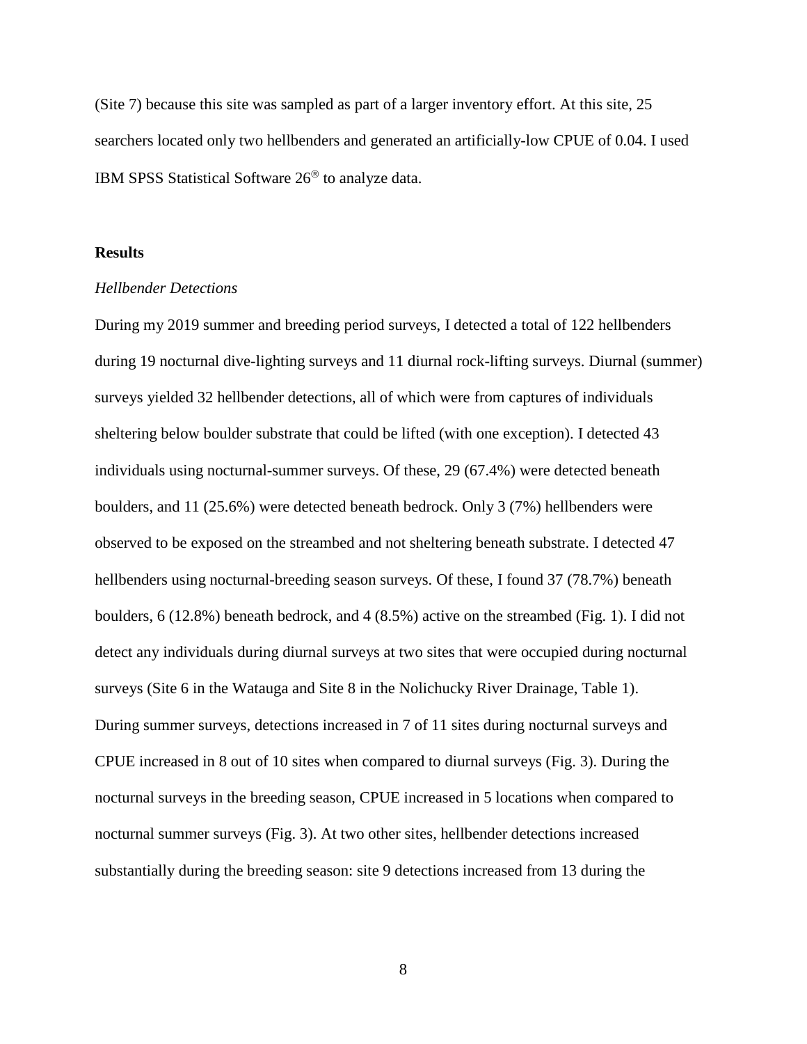(Site 7) because this site was sampled as part of a larger inventory effort. At this site, 25 searchers located only two hellbenders and generated an artificially-low CPUE of 0.04. I used IBM SPSS Statistical Software 26® to analyze data.

## Results

### *Hellbender Detections*

During my 2019 summer and breeding period surveys, I detected a total of 122 hellbenders during 19 nocturnal dive-lighting surveys and 11 diurnal rock-lifting surveys. Diurnal (summer) surveys yielded 32 hellbender detections, all of which were from captures of individuals sheltering below boulder substrate that could be lifted (with one exception). I detected 43 individuals using nocturnal-summer surveys. Of these, 29 (67.4%) were detected beneath boulders, and 11 (25.6%) were detected beneath bedrock. Only 3 (7%) hellbenders were observed to be exposed on the streambed and not sheltering beneath substrate. I detected 47 hellbenders using nocturnal-breeding season surveys. Of these, I found 37 (78.7%) beneath boulders, 6 (12.8%) beneath bedrock, and 4 (8.5%) active on the streambed (Fig. 1). I did not detect any individuals during diurnal surveys at two sites that were occupied during nocturnal surveys (Site 6 in the Watauga and Site 8 in the Nolichucky River Drainage, Table 1). During summer surveys, detections increased in 7 of 11 sites during nocturnal surveys and CPUE increased in 8 out of 10 sites when compared to diurnal surveys (Fig. 3). During the nocturnal surveys in the breeding season, CPUE increased in 5 locations when compared to nocturnal summer surveys (Fig. 3). At two other sites, hellbender detections increased substantially during the breeding season: site 9 detections increased from 13 during the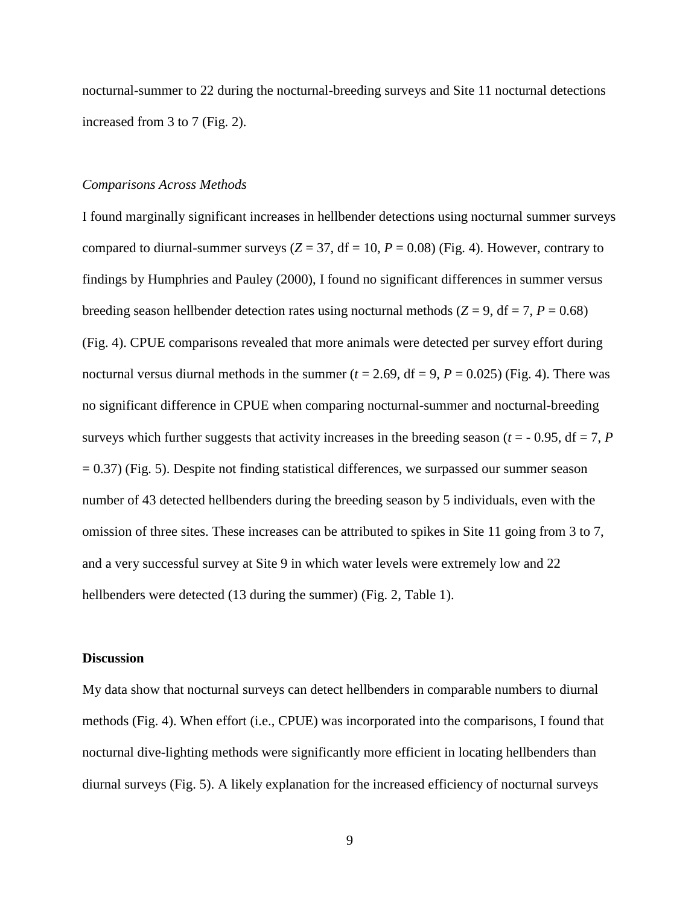nocturnal-summer to 22 during the nocturnal-breeding surveys and Site 11 nocturnal detections increased from 3 to 7 (Fig. 2).

*Comparisons Across Methods*

I found marginally significant increases in hellbender detections using nocturnal summer surveys compared to diurnal-summer surveys ($Z = 37$, df = 10, $P = 0.08$) (Fig. 4). However, contrary to findings by Humphries and Pauley (2000), I found no significant differences in summer versus breeding season hellbender detection rates using nocturnal methods ($Z = 9$, df = 7, $P = 0.68$) (Fig. 4). CPUE comparisons revealed that more animals were detected per survey effort during nocturnal versus diurnal methods in the summer ($t = 2.69$, df = 9, $P = 0.025$) (Fig. 4). There was no significant difference in CPUE when comparing nocturnal-summer and nocturnal-breeding surveys which further suggests that activity increases in the breeding season ($t = -0.95$, df = 7, $P = 0.37$) (Fig. 5). Despite not finding statistical differences, we surpassed our summer season number of 43 detected hellbenders during the breeding season by 5 individuals, even with the omission of three sites. These increases can be attributed to spikes in Site 11 going from 3 to 7, and a very successful survey at Site 9 in which water levels were extremely low and 22 hellbenders were detected (13 during the summer) (Fig. 2, Table 1).

## Discussion

My data show that nocturnal surveys can detect hellbenders in comparable numbers to diurnal methods (Fig. 4). When effort (i.e., CPUE) was incorporated into the comparisons, I found that nocturnal dive-lighting methods were significantly more efficient in locating hellbenders than diurnal surveys (Fig. 5). A likely explanation for the increased efficiency of nocturnal surveys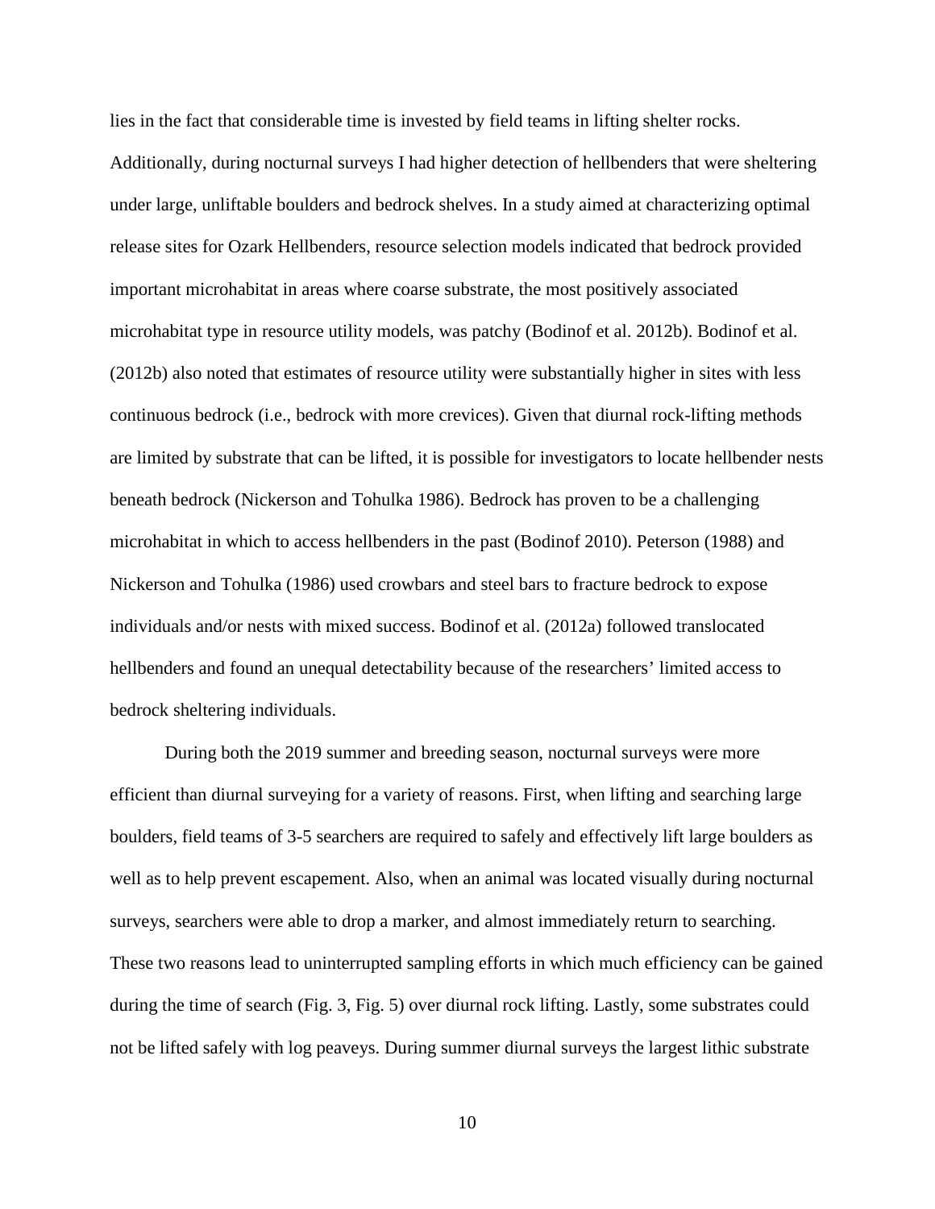lies in the fact that considerable time is invested by field teams in lifting shelter rocks. Additionally, during nocturnal surveys I had higher detection of hellbenders that were sheltering under large, unliftable boulders and bedrock shelves. In a study aimed at characterizing optimal release sites for Ozark Hellbenders, resource selection models indicated that bedrock provided important microhabitat in areas where coarse substrate, the most positively associated microhabitat type in resource utility models, was patchy (Bodinof et al. 2012b). Bodinof et al. (2012b) also noted that estimates of resource utility were substantially higher in sites with less continuous bedrock (i.e., bedrock with more crevices). Given that diurnal rock-lifting methods are limited by substrate that can be lifted, it is possible for investigators to locate hellbender nests beneath bedrock (Nickerson and Tohulka 1986). Bedrock has proven to be a challenging microhabitat in which to access hellbenders in the past (Bodinof 2010). Peterson (1988) and Nickerson and Tohulka (1986) used crowbars and steel bars to fracture bedrock to expose individuals and/or nests with mixed success. Bodinof et al. (2012a) followed translocated hellbenders and found an unequal detectability because of the researchers' limited access to bedrock sheltering individuals.

During both the 2019 summer and breeding season, nocturnal surveys were more efficient than diurnal surveying for a variety of reasons. First, when lifting and searching large boulders, field teams of 3-5 searchers are required to safely and effectively lift large boulders as well as to help prevent escapement. Also, when an animal was located visually during nocturnal surveys, searchers were able to drop a marker, and almost immediately return to searching. These two reasons lead to uninterrupted sampling efforts in which much efficiency can be gained during the time of search (Fig. 3, Fig. 5) over diurnal rock lifting. Lastly, some substrates could not be lifted safely with log peaveys. During summer diurnal surveys the largest lithic substrate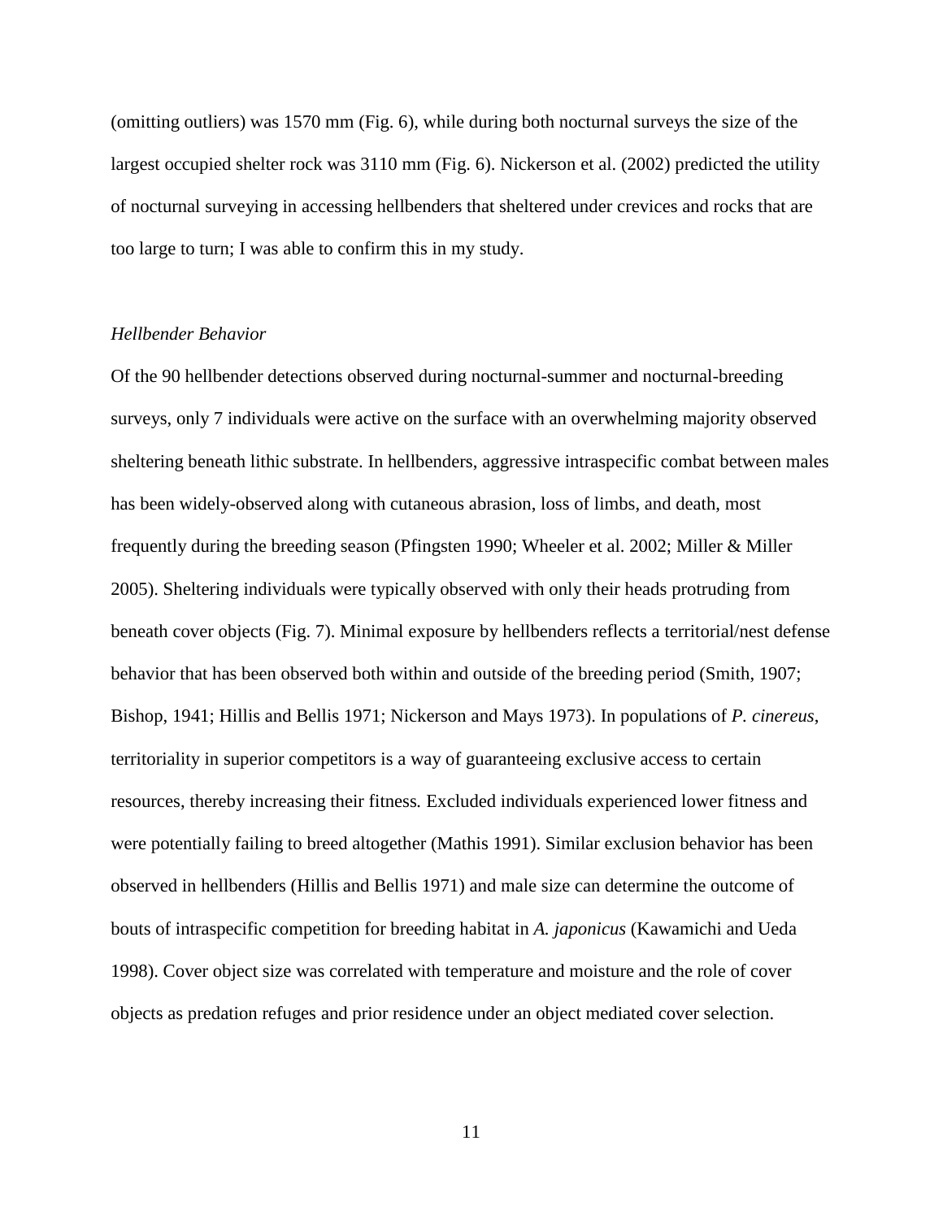(omitting outliers) was 1570 mm (Fig. 6), while during both nocturnal surveys the size of the largest occupied shelter rock was 3110 mm (Fig. 6). Nickerson et al. (2002) predicted the utility of nocturnal surveying in accessing hellbenders that sheltered under crevices and rocks that are too large to turn; I was able to confirm this in my study.

### *Hellbender Behavior*

Of the 90 hellbender detections observed during nocturnal-summer and nocturnal-breeding surveys, only 7 individuals were active on the surface with an overwhelming majority observed sheltering beneath lithic substrate. In hellbenders, aggressive intraspecific combat between males has been widely-observed along with cutaneous abrasion, loss of limbs, and death, most frequently during the breeding season (Pfingsten 1990; Wheeler et al. 2002; Miller & Miller 2005). Sheltering individuals were typically observed with only their heads protruding from beneath cover objects (Fig. 7). Minimal exposure by hellbenders reflects a territorial/nest defense behavior that has been observed both within and outside of the breeding period (Smith, 1907; Bishop, 1941; Hillis and Bellis 1971; Nickerson and Mays 1973). In populations of *P. cinereus*, territoriality in superior competitors is a way of guaranteeing exclusive access to certain resources, thereby increasing their fitness. Excluded individuals experienced lower fitness and were potentially failing to breed altogether (Mathis 1991). Similar exclusion behavior has been observed in hellbenders (Hillis and Bellis 1971) and male size can determine the outcome of bouts of intraspecific competition for breeding habitat in *A. japonicus* (Kawamichi and Ueda 1998). Cover object size was correlated with temperature and moisture and the role of cover objects as predation refuges and prior residence under an object mediated cover selection.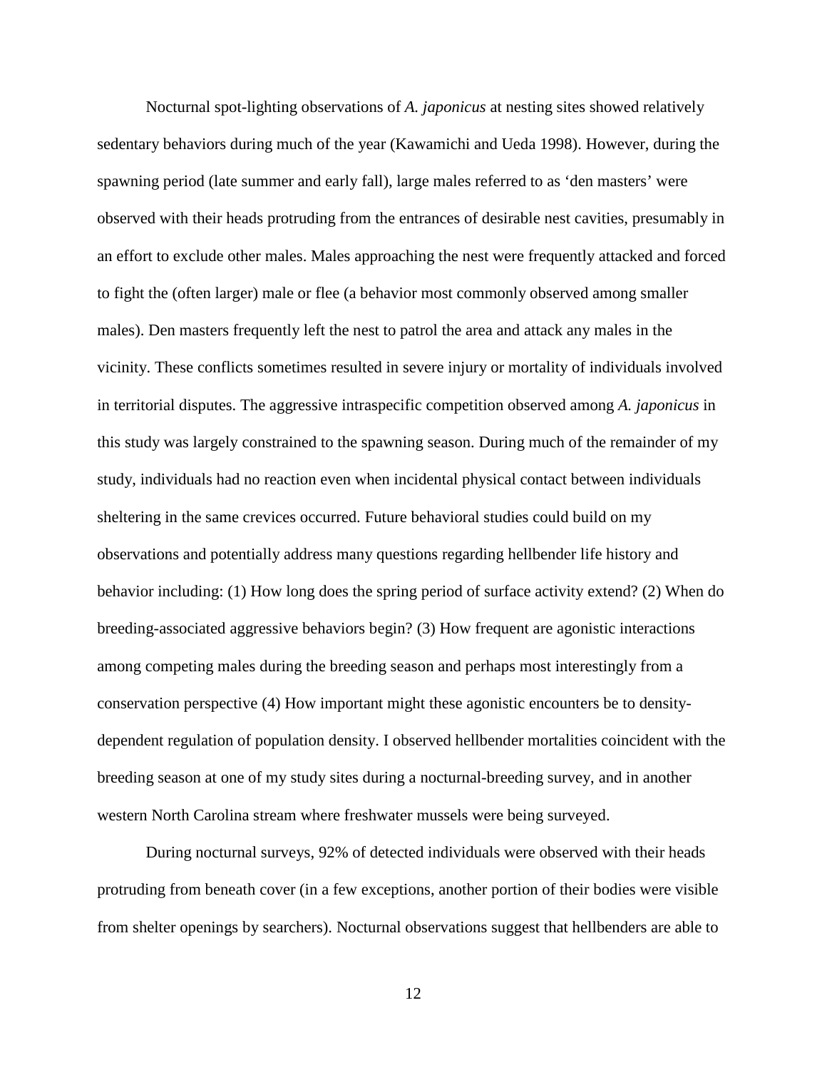Nocturnal spot-lighting observations of *A. japonicus* at nesting sites showed relatively sedentary behaviors during much of the year (Kawamichi and Ueda 1998). However, during the spawning period (late summer and early fall), large males referred to as 'den masters' were observed with their heads protruding from the entrances of desirable nest cavities, presumably in an effort to exclude other males. Males approaching the nest were frequently attacked and forced to fight the (often larger) male or flee (a behavior most commonly observed among smaller males). Den masters frequently left the nest to patrol the area and attack any males in the vicinity. These conflicts sometimes resulted in severe injury or mortality of individuals involved in territorial disputes. The aggressive intraspecific competition observed among *A. japonicus* in this study was largely constrained to the spawning season. During much of the remainder of my study, individuals had no reaction even when incidental physical contact between individuals sheltering in the same crevices occurred. Future behavioral studies could build on my observations and potentially address many questions regarding hellbender life history and behavior including: (1) How long does the spring period of surface activity extend? (2) When do breeding-associated aggressive behaviors begin? (3) How frequent are agonistic interactions among competing males during the breeding season and perhaps most interestingly from a conservation perspective (4) How important might these agonistic encounters be to density-dependent regulation of population density. I observed hellbender mortalities coincident with the breeding season at one of my study sites during a nocturnal-breeding survey, and in another western North Carolina stream where freshwater mussels were being surveyed.

During nocturnal surveys, 92% of detected individuals were observed with their heads protruding from beneath cover (in a few exceptions, another portion of their bodies were visible from shelter openings by searchers). Nocturnal observations suggest that hellbenders are able to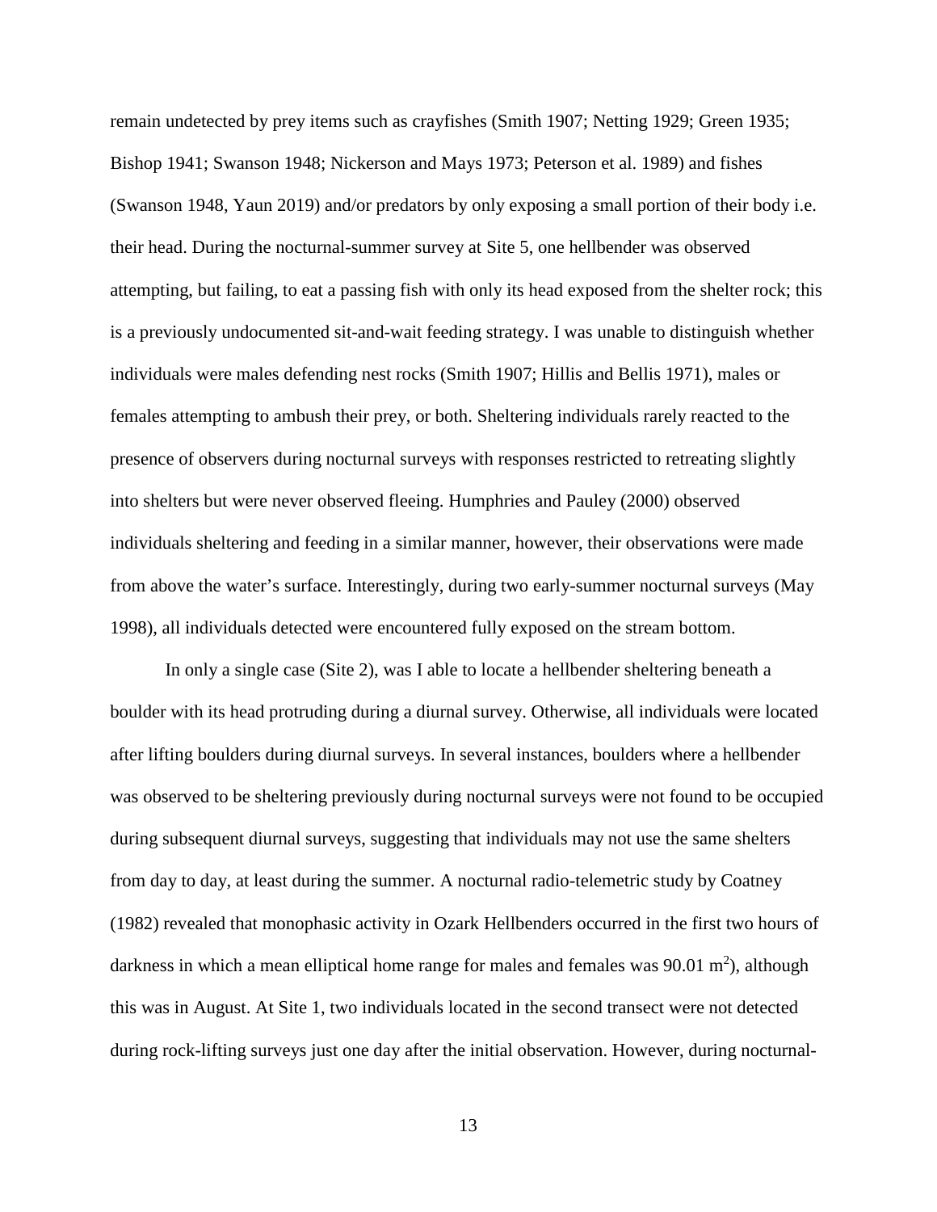remain undetected by prey items such as crayfishes (Smith 1907; Netting 1929; Green 1935; Bishop 1941; Swanson 1948; Nickerson and Mays 1973; Peterson et al. 1989) and fishes (Swanson 1948, Yaun 2019) and/or predators by only exposing a small portion of their body i.e. their head. During the nocturnal-summer survey at Site 5, one hellbender was observed attempting, but failing, to eat a passing fish with only its head exposed from the shelter rock; this is a previously undocumented sit-and-wait feeding strategy. I was unable to distinguish whether individuals were males defending nest rocks (Smith 1907; Hillis and Bellis 1971), males or females attempting to ambush their prey, or both. Sheltering individuals rarely reacted to the presence of observers during nocturnal surveys with responses restricted to retreating slightly into shelters but were never observed fleeing. Humphries and Pauley (2000) observed individuals sheltering and feeding in a similar manner, however, their observations were made from above the water's surface. Interestingly, during two early-summer nocturnal surveys (May 1998), all individuals detected were encountered fully exposed on the stream bottom.

In only a single case (Site 2), was I able to locate a hellbender sheltering beneath a boulder with its head protruding during a diurnal survey. Otherwise, all individuals were located after lifting boulders during diurnal surveys. In several instances, boulders where a hellbender was observed to be sheltering previously during nocturnal surveys were not found to be occupied during subsequent diurnal surveys, suggesting that individuals may not use the same shelters from day to day, at least during the summer. A nocturnal radio-telemetric study by Coatney (1982) revealed that monophasic activity in Ozark Hellbenders occurred in the first two hours of darkness in which a mean elliptical home range for males and females was 90.01 $m^2$), although this was in August. At Site 1, two individuals located in the second transect were not detected during rock-lifting surveys just one day after the initial observation. However, during nocturnal-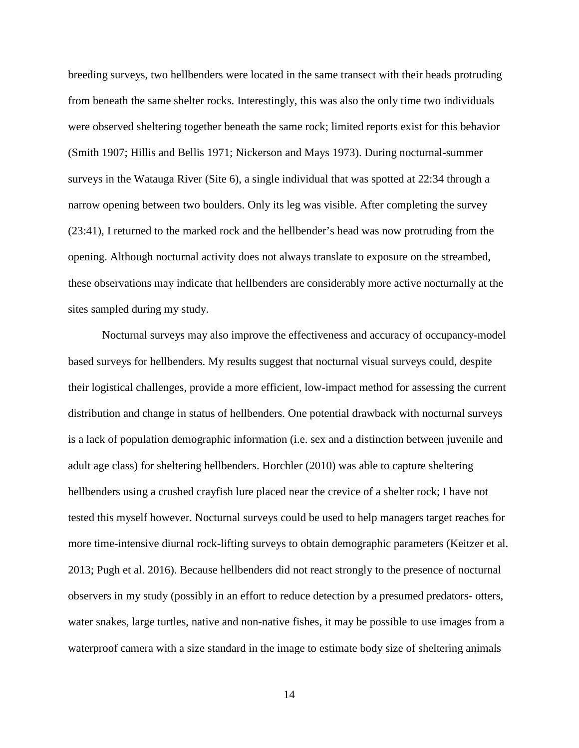breeding surveys, two hellbenders were located in the same transect with their heads protruding from beneath the same shelter rocks. Interestingly, this was also the only time two individuals were observed sheltering together beneath the same rock; limited reports exist for this behavior (Smith 1907; Hillis and Bellis 1971; Nickerson and Mays 1973). During nocturnal-summer surveys in the Watauga River (Site 6), a single individual that was spotted at 22:34 through a narrow opening between two boulders. Only its leg was visible. After completing the survey (23:41), I returned to the marked rock and the hellbender's head was now protruding from the opening. Although nocturnal activity does not always translate to exposure on the streambed, these observations may indicate that hellbenders are considerably more active nocturnally at the sites sampled during my study.

Nocturnal surveys may also improve the effectiveness and accuracy of occupancy-model based surveys for hellbenders. My results suggest that nocturnal visual surveys could, despite their logistical challenges, provide a more efficient, low-impact method for assessing the current distribution and change in status of hellbenders. One potential drawback with nocturnal surveys is a lack of population demographic information (i.e. sex and a distinction between juvenile and adult age class) for sheltering hellbenders. Horchler (2010) was able to capture sheltering hellbenders using a crushed crayfish lure placed near the crevice of a shelter rock; I have not tested this myself however. Nocturnal surveys could be used to help managers target reaches for more time-intensive diurnal rock-lifting surveys to obtain demographic parameters (Keitzer et al. 2013; Pugh et al. 2016). Because hellbenders did not react strongly to the presence of nocturnal observers in my study (possibly in an effort to reduce detection by a presumed predators- otters, water snakes, large turtles, native and non-native fishes, it may be possible to use images from a waterproof camera with a size standard in the image to estimate body size of sheltering animals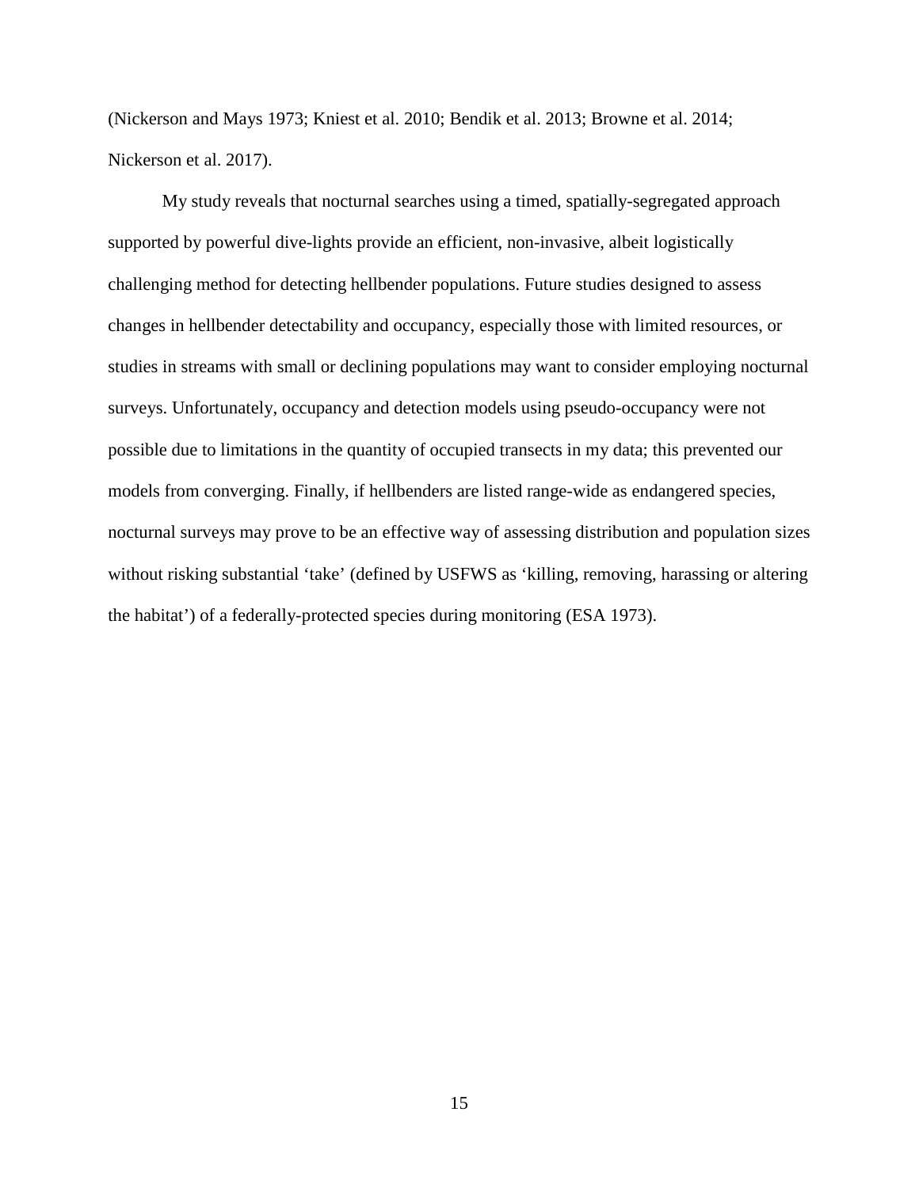(Nickerson and Mays 1973; Kniest et al. 2010; Bendik et al. 2013; Browne et al. 2014; Nickerson et al. 2017).

My study reveals that nocturnal searches using a timed, spatially-segregated approach supported by powerful dive-lights provide an efficient, non-invasive, albeit logistically challenging method for detecting hellbender populations. Future studies designed to assess changes in hellbender detectability and occupancy, especially those with limited resources, or studies in streams with small or declining populations may want to consider employing nocturnal surveys. Unfortunately, occupancy and detection models using pseudo-occupancy were not possible due to limitations in the quantity of occupied transects in my data; this prevented our models from converging. Finally, if hellbenders are listed range-wide as endangered species, nocturnal surveys may prove to be an effective way of assessing distribution and population sizes without risking substantial 'take' (defined by USFWS as 'killing, removing, harassing or altering the habitat') of a federally-protected species during monitoring (ESA 1973).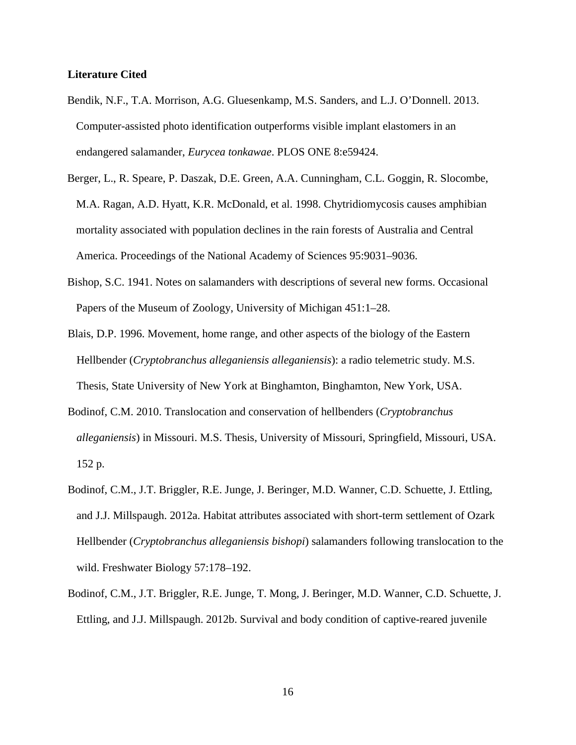**Literature Cited**

Bendik, N.F., T.A. Morrison, A.G. Gluesenkamp, M.S. Sanders, and L.J. O'Donnell. 2013. Computer-assisted photo identification outperforms visible implant elastomers in an endangered salamander, *Eurycea tonkawae*. PLOS ONE 8:e59424.

Berger, L., R. Speare, P. Daszak, D.E. Green, A.A. Cunningham, C.L. Goggin, R. Slocombe, M.A. Ragan, A.D. Hyatt, K.R. McDonald, et al. 1998. Chytridiomycosis causes amphibian mortality associated with population declines in the rain forests of Australia and Central America. Proceedings of the National Academy of Sciences 95:9031–9036.

Bishop, S.C. 1941. Notes on salamanders with descriptions of several new forms. Occasional Papers of the Museum of Zoology, University of Michigan 451:1–28.

Blais, D.P. 1996. Movement, home range, and other aspects of the biology of the Eastern Hellbender (*Cryptobranchus alleganiensis alleganiensis*): a radio telemetric study. M.S. Thesis, State University of New York at Binghamton, Binghamton, New York, USA.

Bodinof, C.M. 2010. Translocation and conservation of hellbenders (*Cryptobranchus alleganiensis*) in Missouri. M.S. Thesis, University of Missouri, Springfield, Missouri, USA. 152 p.

Bodinof, C.M., J.T. Briggler, R.E. Junge, J. Beringer, M.D. Wanner, C.D. Schuette, J. Ettling, and J.J. Millspaugh. 2012a. Habitat attributes associated with short-term settlement of Ozark Hellbender (*Cryptobranchus alleganiensis bishopi*) salamanders following translocation to the wild. Freshwater Biology 57:178–192.

Bodinof, C.M., J.T. Briggler, R.E. Junge, T. Mong, J. Beringer, M.D. Wanner, C.D. Schuette, J. Ettling, and J.J. Millspaugh. 2012b. Survival and body condition of captive-reared juvenile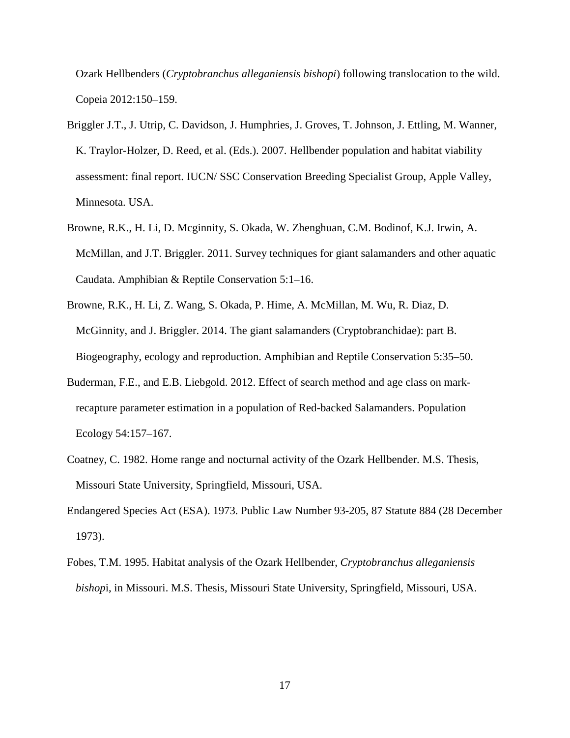Ozark Hellbenders (*Cryptobranchus alleganiensis bishopi*) following translocation to the wild. Copeia 2012:150–159.

Briggler J.T., J. Utrip, C. Davidson, J. Humphries, J. Groves, T. Johnson, J. Ettling, M. Wanner, K. Traylor-Holzer, D. Reed, et al. (Eds.). 2007. Hellbender population and habitat viability assessment: final report. IUCN/ SSC Conservation Breeding Specialist Group, Apple Valley, Minnesota. USA.

Browne, R.K., H. Li, D. Mcginnity, S. Okada, W. Zhenghuan, C.M. Bodinof, K.J. Irwin, A. McMillan, and J.T. Briggler. 2011. Survey techniques for giant salamanders and other aquatic Caudata. Amphibian & Reptile Conservation 5:1–16.

Browne, R.K., H. Li, Z. Wang, S. Okada, P. Hime, A. McMillan, M. Wu, R. Diaz, D. McGinnity, and J. Briggler. 2014. The giant salamanders (Cryptobranchidae): part B. Biogeography, ecology and reproduction. Amphibian and Reptile Conservation 5:35–50.

Buderman, F.E., and E.B. Liebgold. 2012. Effect of search method and age class on mark-recapture parameter estimation in a population of Red-backed Salamanders. Population Ecology 54:157–167.

Coatney, C. 1982. Home range and nocturnal activity of the Ozark Hellbender. M.S. Thesis, Missouri State University, Springfield, Missouri, USA.

Endangered Species Act (ESA). 1973. Public Law Number 93-205, 87 Statute 884 (28 December 1973).

Fobes, T.M. 1995. Habitat analysis of the Ozark Hellbender, *Cryptobranchus alleganiensis bishop*i, in Missouri. M.S. Thesis, Missouri State University, Springfield, Missouri, USA.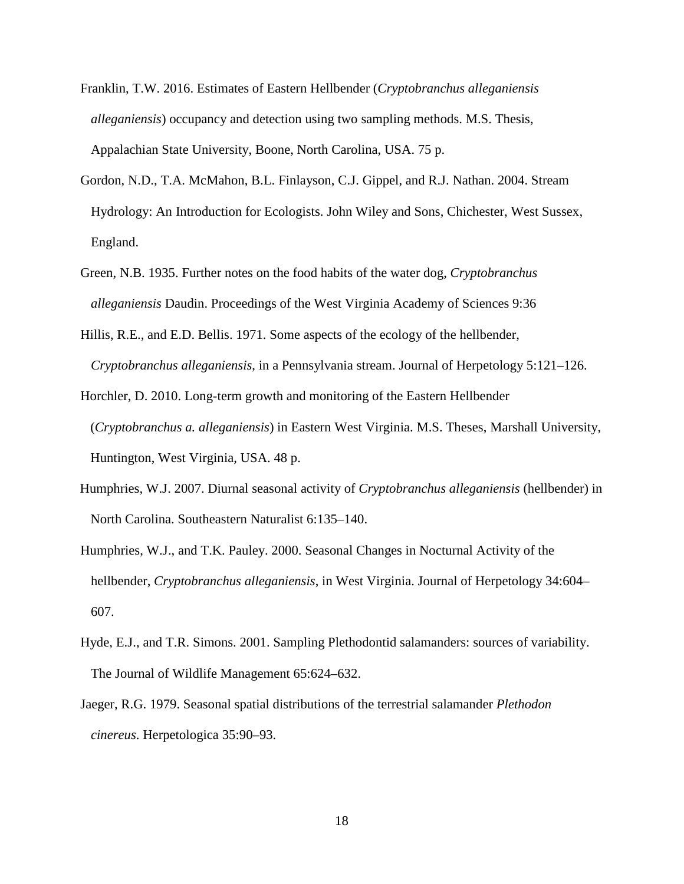Franklin, T.W. 2016. Estimates of Eastern Hellbender (*Cryptobranchus alleganiensis alleganiensis*) occupancy and detection using two sampling methods. M.S. Thesis, Appalachian State University, Boone, North Carolina, USA. 75 p.

Gordon, N.D., T.A. McMahon, B.L. Finlayson, C.J. Gippel, and R.J. Nathan. 2004. Stream Hydrology: An Introduction for Ecologists. John Wiley and Sons, Chichester, West Sussex, England.

Green, N.B. 1935. Further notes on the food habits of the water dog, *Cryptobranchus alleganiensis* Daudin. Proceedings of the West Virginia Academy of Sciences 9:36

Hillis, R.E., and E.D. Bellis. 1971. Some aspects of the ecology of the hellbender, *Cryptobranchus alleganiensis*, in a Pennsylvania stream. Journal of Herpetology 5:121–126.

Horchler, D. 2010. Long-term growth and monitoring of the Eastern Hellbender (*Cryptobranchus a. alleganiensis*) in Eastern West Virginia. M.S. Theses, Marshall University, Huntington, West Virginia, USA. 48 p.

Humphries, W.J. 2007. Diurnal seasonal activity of *Cryptobranchus alleganiensis* (hellbender) in North Carolina. Southeastern Naturalist 6:135–140.

Humphries, W.J., and T.K. Pauley. 2000. Seasonal Changes in Nocturnal Activity of the hellbender, *Cryptobranchus alleganiensis*, in West Virginia. Journal of Herpetology 34:604–607.

Hyde, E.J., and T.R. Simons. 2001. Sampling Plethodontid salamanders: sources of variability. The Journal of Wildlife Management 65:624–632.

Jaeger, R.G. 1979. Seasonal spatial distributions of the terrestrial salamander *Plethodon cinereus*. Herpetologica 35:90–93.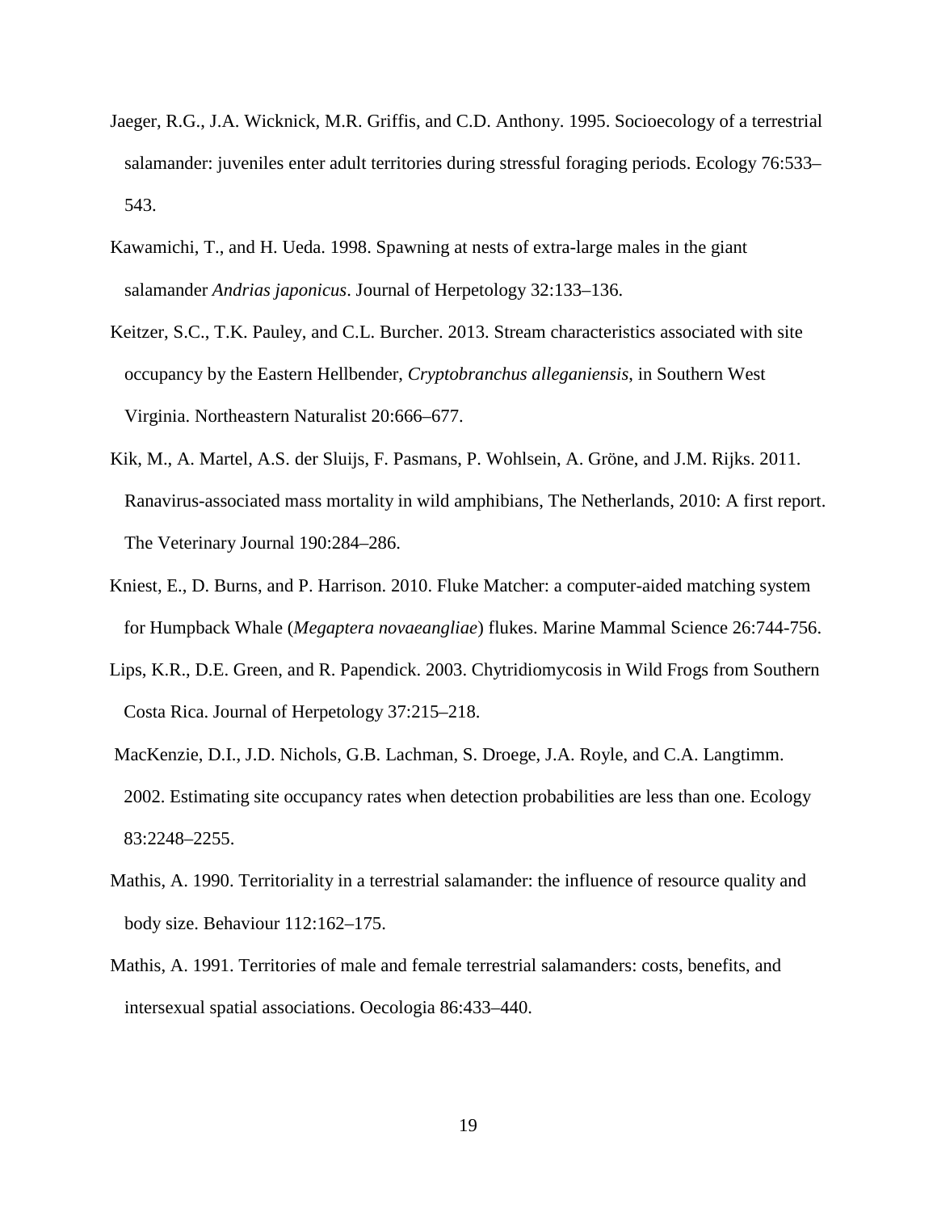Jaeger, R.G., J.A. Wicknick, M.R. Griffis, and C.D. Anthony. 1995. Socioecology of a terrestrial salamander: juveniles enter adult territories during stressful foraging periods. Ecology 76:533–543.

Kawamichi, T., and H. Ueda. 1998. Spawning at nests of extra-large males in the giant salamander *Andrias japonicus*. Journal of Herpetology 32:133–136.

Keitzer, S.C., T.K. Pauley, and C.L. Burcher. 2013. Stream characteristics associated with site occupancy by the Eastern Hellbender, *Cryptobranchus alleganiensis*, in Southern West Virginia. Northeastern Naturalist 20:666–677.

Kik, M., A. Martel, A.S. der Sluijs, F. Pasmans, P. Wohlsein, A. Gröne, and J.M. Rijks. 2011. Ranavirus-associated mass mortality in wild amphibians, The Netherlands, 2010: A first report. The Veterinary Journal 190:284–286.

Kniest, E., D. Burns, and P. Harrison. 2010. Fluke Matcher: a computer-aided matching system for Humpback Whale (*Megaptera novaeangliae*) flukes. Marine Mammal Science 26:744-756.

Lips, K.R., D.E. Green, and R. Papendick. 2003. Chytridiomycosis in Wild Frogs from Southern Costa Rica. Journal of Herpetology 37:215–218.

MacKenzie, D.I., J.D. Nichols, G.B. Lachman, S. Droege, J.A. Royle, and C.A. Langtimm. 2002. Estimating site occupancy rates when detection probabilities are less than one. Ecology 83:2248–2255.

Mathis, A. 1990. Territoriality in a terrestrial salamander: the influence of resource quality and body size. Behaviour 112:162–175.

Mathis, A. 1991. Territories of male and female terrestrial salamanders: costs, benefits, and intersexual spatial associations. Oecologia 86:433–440.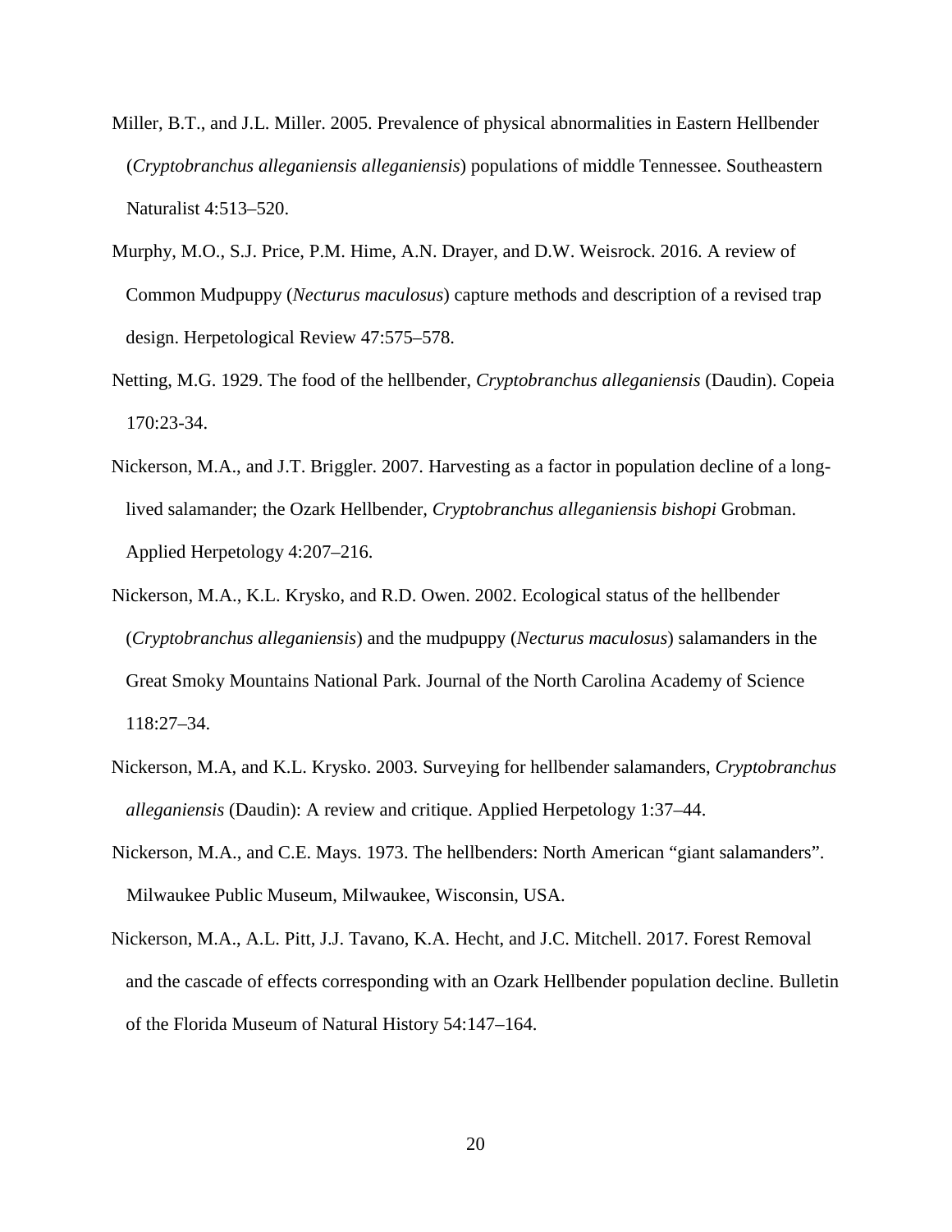Miller, B.T., and J.L. Miller. 2005. Prevalence of physical abnormalities in Eastern Hellbender (*Cryptobranchus alleganiensis alleganiensis*) populations of middle Tennessee. Southeastern Naturalist 4:513–520.

Murphy, M.O., S.J. Price, P.M. Hime, A.N. Drayer, and D.W. Weisrock. 2016. A review of Common Mudpuppy (*Necturus maculosus*) capture methods and description of a revised trap design. Herpetological Review 47:575–578.

Netting, M.G. 1929. The food of the hellbender, *Cryptobranchus alleganiensis* (Daudin). Copeia 170:23-34.

Nickerson, M.A., and J.T. Briggler. 2007. Harvesting as a factor in population decline of a long-lived salamander; the Ozark Hellbender, *Cryptobranchus alleganiensis bishopi* Grobman. Applied Herpetology 4:207–216.

Nickerson, M.A., K.L. Krysko, and R.D. Owen. 2002. Ecological status of the hellbender (*Cryptobranchus alleganiensis*) and the mudpuppy (*Necturus maculosus*) salamanders in the Great Smoky Mountains National Park. Journal of the North Carolina Academy of Science 118:27–34.

Nickerson, M.A, and K.L. Krysko. 2003. Surveying for hellbender salamanders, *Cryptobranchus alleganiensis* (Daudin): A review and critique. Applied Herpetology 1:37–44.

Nickerson, M.A., and C.E. Mays. 1973. The hellbenders: North American "giant salamanders". Milwaukee Public Museum, Milwaukee, Wisconsin, USA.

Nickerson, M.A., A.L. Pitt, J.J. Tavano, K.A. Hecht, and J.C. Mitchell. 2017. Forest Removal and the cascade of effects corresponding with an Ozark Hellbender population decline. Bulletin of the Florida Museum of Natural History 54:147–164.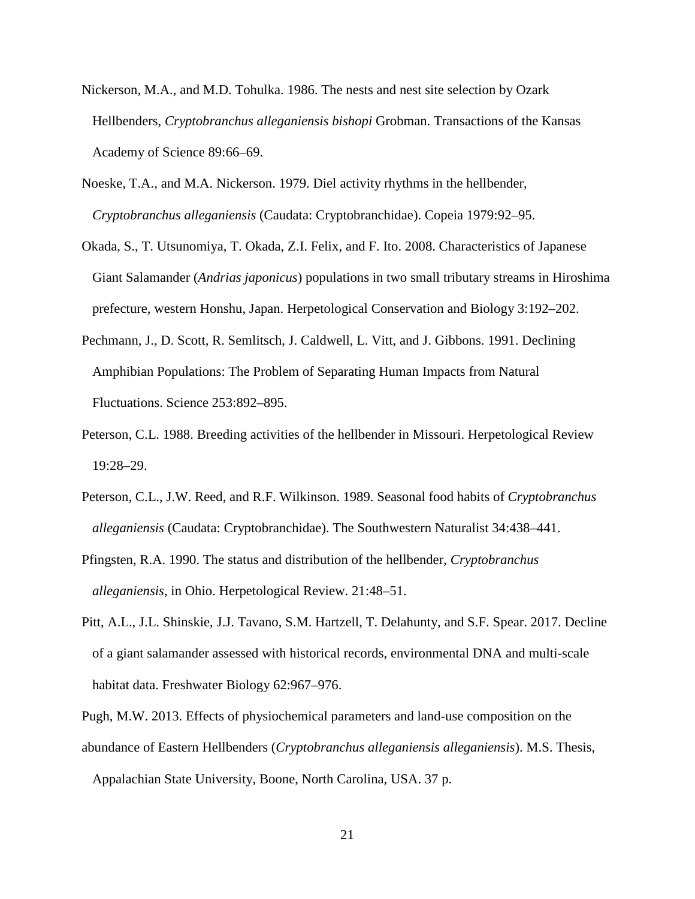Nickerson, M.A., and M.D. Tohulka. 1986. The nests and nest site selection by Ozark Hellbenders, *Cryptobranchus alleganiensis bishopi* Grobman. Transactions of the Kansas Academy of Science 89:66–69.

Noeske, T.A., and M.A. Nickerson. 1979. Diel activity rhythms in the hellbender, *Cryptobranchus alleganiensis* (Caudata: Cryptobranchidae). Copeia 1979:92–95.

Okada, S., T. Utsunomiya, T. Okada, Z.I. Felix, and F. Ito. 2008. Characteristics of Japanese Giant Salamander (*Andrias japonicus*) populations in two small tributary streams in Hiroshima prefecture, western Honshu, Japan. Herpetological Conservation and Biology 3:192–202.

Pechmann, J., D. Scott, R. Semlitsch, J. Caldwell, L. Vitt, and J. Gibbons. 1991. Declining Amphibian Populations: The Problem of Separating Human Impacts from Natural Fluctuations. Science 253:892–895.

Peterson, C.L. 1988. Breeding activities of the hellbender in Missouri. Herpetological Review 19:28–29.

Peterson, C.L., J.W. Reed, and R.F. Wilkinson. 1989. Seasonal food habits of *Cryptobranchus alleganiensis* (Caudata: Cryptobranchidae). The Southwestern Naturalist 34:438–441.

Pfingsten, R.A. 1990. The status and distribution of the hellbender, *Cryptobranchus alleganiensis*, in Ohio. Herpetological Review. 21:48–51.

Pitt, A.L., J.L. Shinskie, J.J. Tavano, S.M. Hartzell, T. Delahunty, and S.F. Spear. 2017. Decline of a giant salamander assessed with historical records, environmental DNA and multi-scale habitat data. Freshwater Biology 62:967–976.

Pugh, M.W. 2013. Effects of physiochemical parameters and land-use composition on the abundance of Eastern Hellbenders (*Cryptobranchus alleganiensis alleganiensis*). M.S. Thesis, Appalachian State University, Boone, North Carolina, USA. 37 p.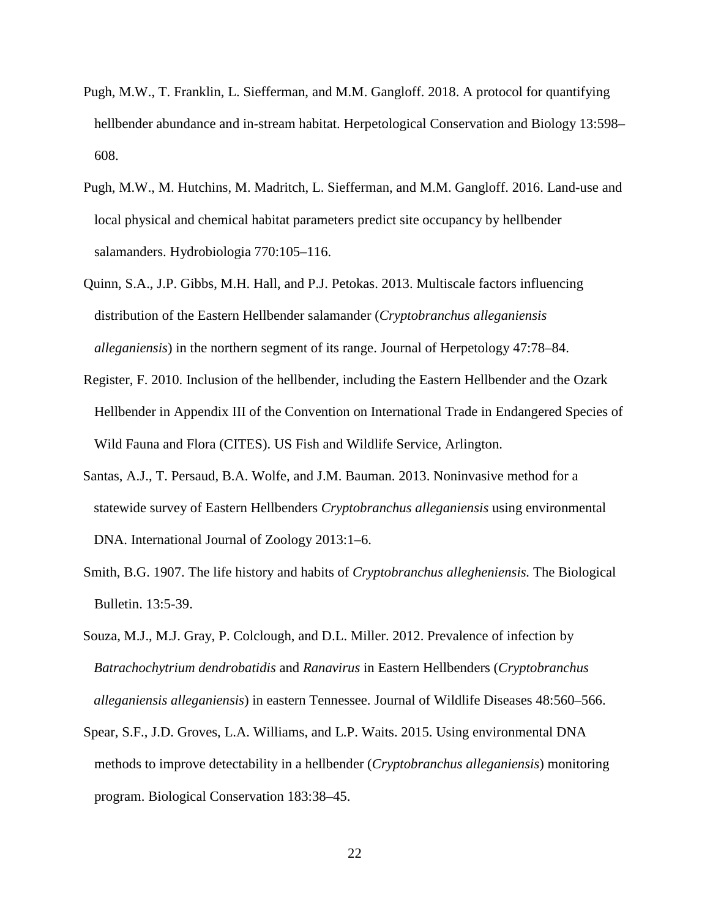Pugh, M.W., T. Franklin, L. Siefferman, and M.M. Gangloff. 2018. A protocol for quantifying hellbender abundance and in-stream habitat. Herpetological Conservation and Biology 13:598–608.

Pugh, M.W., M. Hutchins, M. Madritch, L. Siefferman, and M.M. Gangloff. 2016. Land-use and local physical and chemical habitat parameters predict site occupancy by hellbender salamanders. Hydrobiologia 770:105–116.

Quinn, S.A., J.P. Gibbs, M.H. Hall, and P.J. Petokas. 2013. Multiscale factors influencing distribution of the Eastern Hellbender salamander (*Cryptobranchus alleganiensis alleganiensis*) in the northern segment of its range. Journal of Herpetology 47:78–84.

Register, F. 2010. Inclusion of the hellbender, including the Eastern Hellbender and the Ozark Hellbender in Appendix III of the Convention on International Trade in Endangered Species of Wild Fauna and Flora (CITES). US Fish and Wildlife Service, Arlington.

Santas, A.J., T. Persaud, B.A. Wolfe, and J.M. Bauman. 2013. Noninvasive method for a statewide survey of Eastern Hellbenders *Cryptobranchus alleganiensis* using environmental DNA. International Journal of Zoology 2013:1–6.

Smith, B.G. 1907. The life history and habits of *Cryptobranchus allegheniensis.* The Biological Bulletin. 13:5-39.

Souza, M.J., M.J. Gray, P. Colclough, and D.L. Miller. 2012. Prevalence of infection by *Batrachochytrium dendrobatidis* and *Ranavirus* in Eastern Hellbenders (*Cryptobranchus alleganiensis alleganiensis*) in eastern Tennessee. Journal of Wildlife Diseases 48:560–566.

Spear, S.F., J.D. Groves, L.A. Williams, and L.P. Waits. 2015. Using environmental DNA methods to improve detectability in a hellbender (*Cryptobranchus alleganiensis*) monitoring program. Biological Conservation 183:38–45.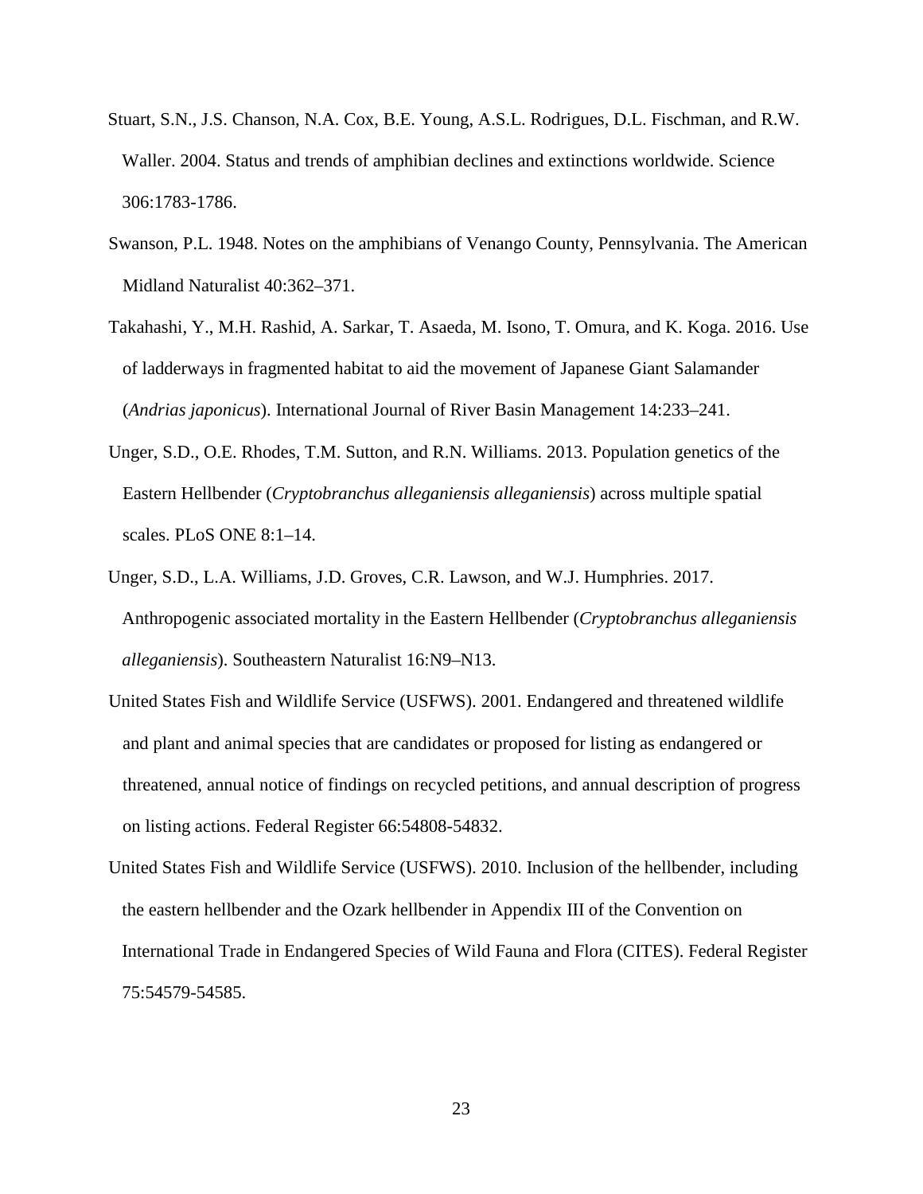Stuart, S.N., J.S. Chanson, N.A. Cox, B.E. Young, A.S.L. Rodrigues, D.L. Fischman, and R.W. Waller. 2004. Status and trends of amphibian declines and extinctions worldwide. Science 306:1783-1786.

Swanson, P.L. 1948. Notes on the amphibians of Venango County, Pennsylvania. The American Midland Naturalist 40:362–371.

Takahashi, Y., M.H. Rashid, A. Sarkar, T. Asaeda, M. Isono, T. Omura, and K. Koga. 2016. Use of ladderways in fragmented habitat to aid the movement of Japanese Giant Salamander (*Andrias japonicus*). International Journal of River Basin Management 14:233–241.

Unger, S.D., O.E. Rhodes, T.M. Sutton, and R.N. Williams. 2013. Population genetics of the Eastern Hellbender (*Cryptobranchus alleganiensis alleganiensis*) across multiple spatial scales. PLoS ONE 8:1–14.

Unger, S.D., L.A. Williams, J.D. Groves, C.R. Lawson, and W.J. Humphries. 2017. Anthropogenic associated mortality in the Eastern Hellbender (*Cryptobranchus alleganiensis alleganiensis*). Southeastern Naturalist 16:N9–N13.

United States Fish and Wildlife Service (USFWS). 2001. Endangered and threatened wildlife and plant and animal species that are candidates or proposed for listing as endangered or threatened, annual notice of findings on recycled petitions, and annual description of progress on listing actions. Federal Register 66:54808-54832.

United States Fish and Wildlife Service (USFWS). 2010. Inclusion of the hellbender, including the eastern hellbender and the Ozark hellbender in Appendix III of the Convention on International Trade in Endangered Species of Wild Fauna and Flora (CITES). Federal Register 75:54579-54585.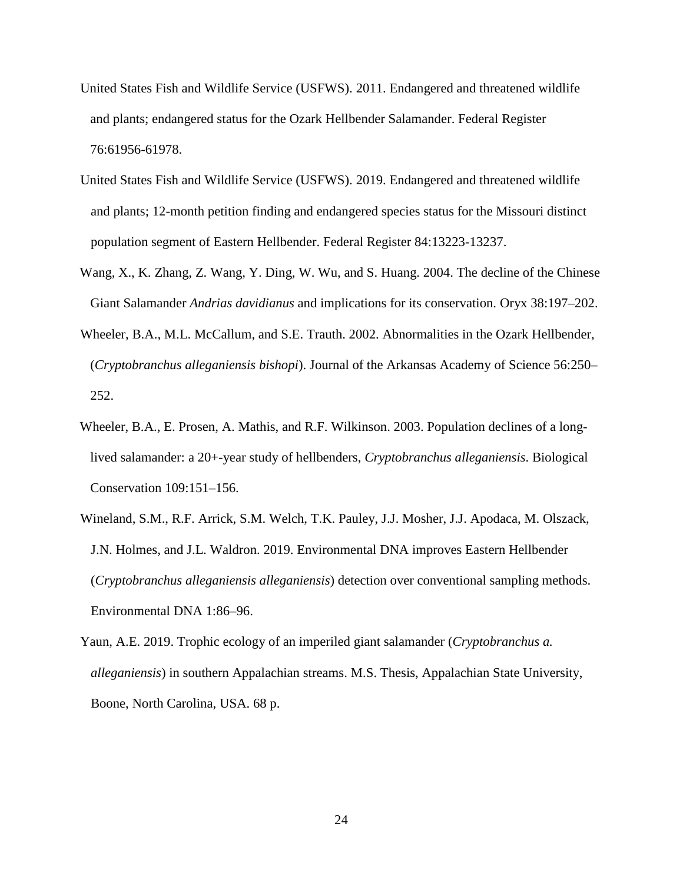United States Fish and Wildlife Service (USFWS). 2011. Endangered and threatened wildlife and plants; endangered status for the Ozark Hellbender Salamander. Federal Register 76:61956-61978.

United States Fish and Wildlife Service (USFWS). 2019. Endangered and threatened wildlife and plants; 12-month petition finding and endangered species status for the Missouri distinct population segment of Eastern Hellbender. Federal Register 84:13223-13237.

Wang, X., K. Zhang, Z. Wang, Y. Ding, W. Wu, and S. Huang. 2004. The decline of the Chinese Giant Salamander *Andrias davidianus* and implications for its conservation. Oryx 38:197–202.

Wheeler, B.A., M.L. McCallum, and S.E. Trauth. 2002. Abnormalities in the Ozark Hellbender, (*Cryptobranchus alleganiensis bishopi*). Journal of the Arkansas Academy of Science 56:250–252.

Wheeler, B.A., E. Prosen, A. Mathis, and R.F. Wilkinson. 2003. Population declines of a long-lived salamander: a 20+-year study of hellbenders, *Cryptobranchus alleganiensis*. Biological Conservation 109:151–156.

Wineland, S.M., R.F. Arrick, S.M. Welch, T.K. Pauley, J.J. Mosher, J.J. Apodaca, M. Olszack, J.N. Holmes, and J.L. Waldron. 2019. Environmental DNA improves Eastern Hellbender (*Cryptobranchus alleganiensis alleganiensis*) detection over conventional sampling methods. Environmental DNA 1:86–96.

Yaun, A.E. 2019. Trophic ecology of an imperiled giant salamander (*Cryptobranchus a. alleganiensis*) in southern Appalachian streams. M.S. Thesis, Appalachian State University, Boone, North Carolina, USA. 68 p.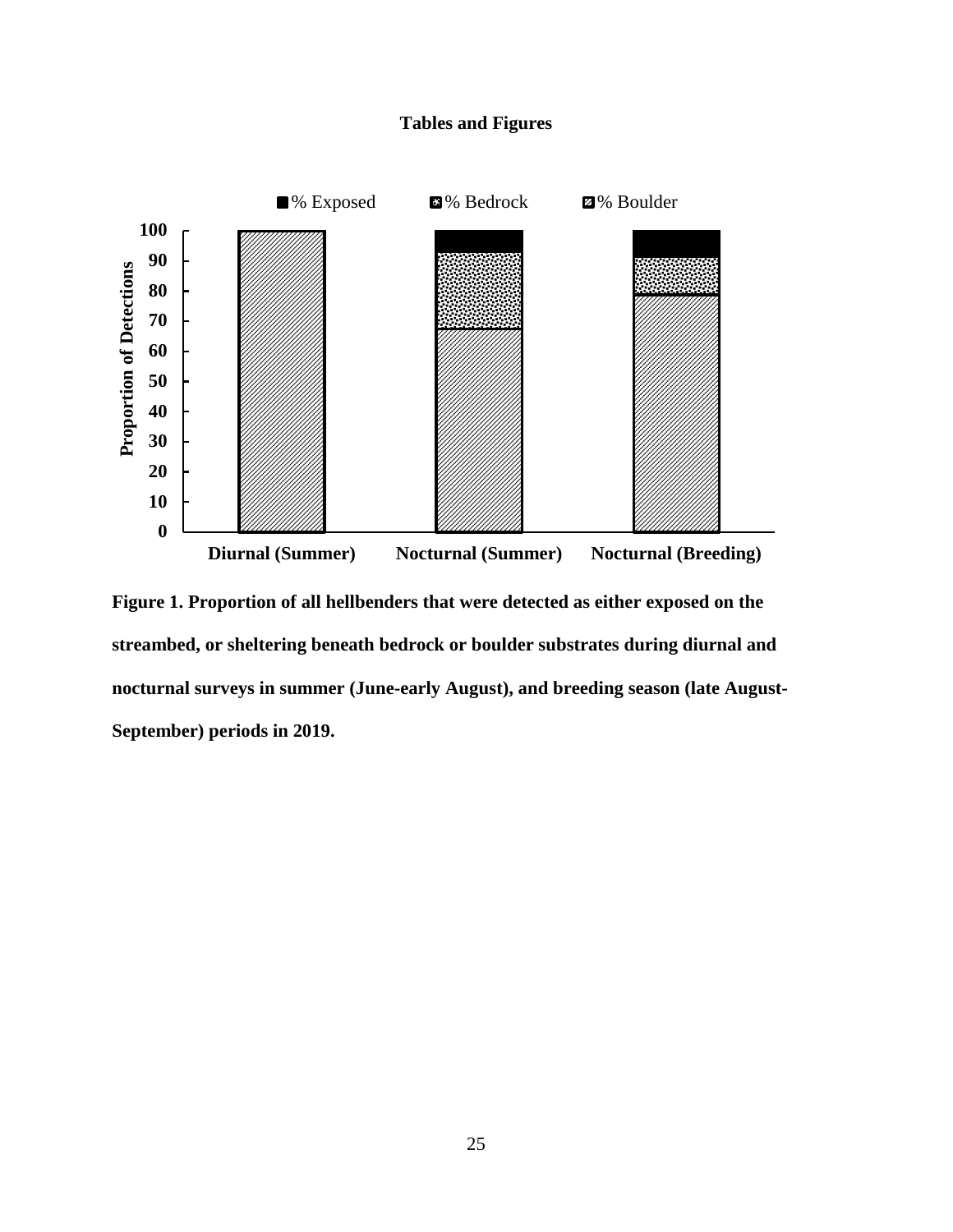**Tables and Figures**

Figure 1. Proportion of all hellbenders that were detected as either exposed on the streambed, or sheltering beneath bedrock or boulder substrates during diurnal and nocturnal surveys in summer (June-early August), and breeding season (late August-September) periods in 2019.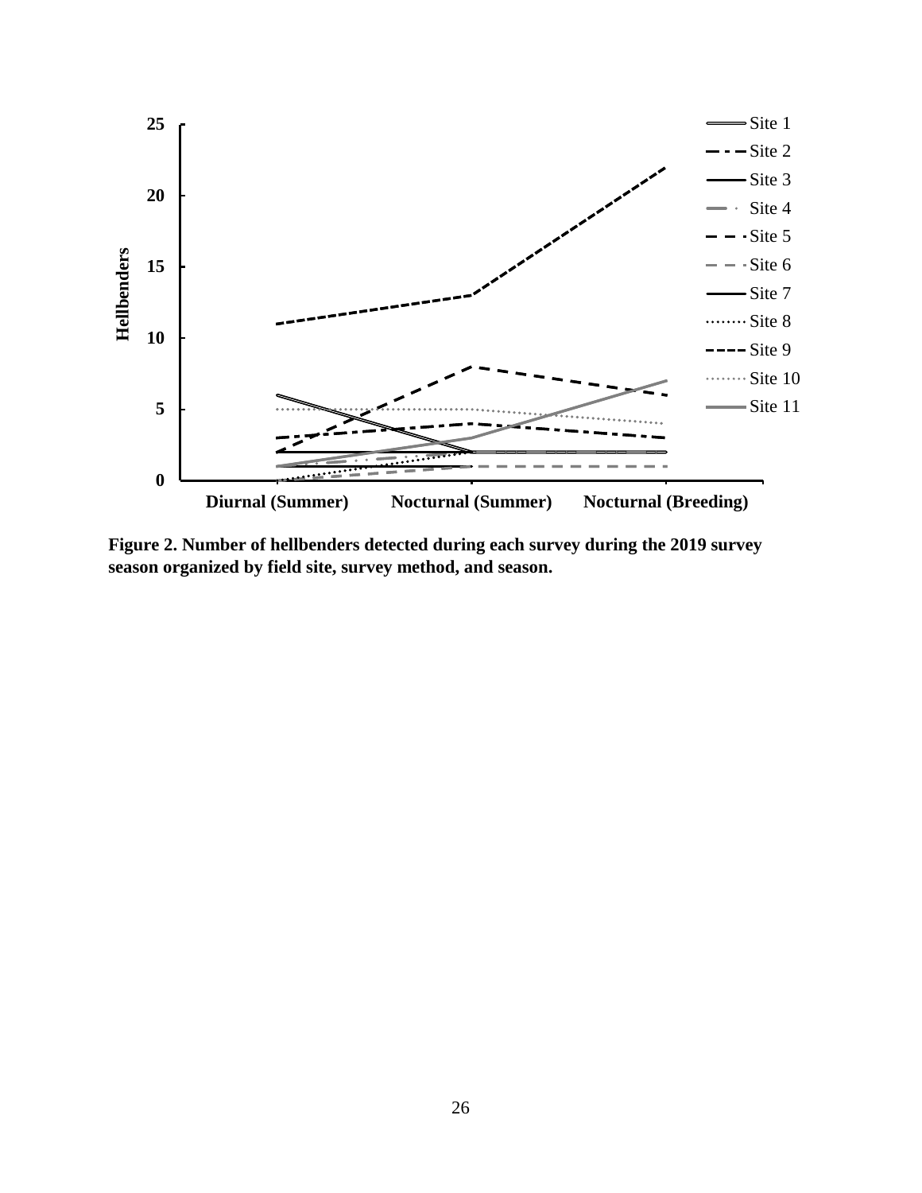**Figure 2. Number of hellbenders detected during each survey during the 2019 survey season organized by field site, survey method, and season.**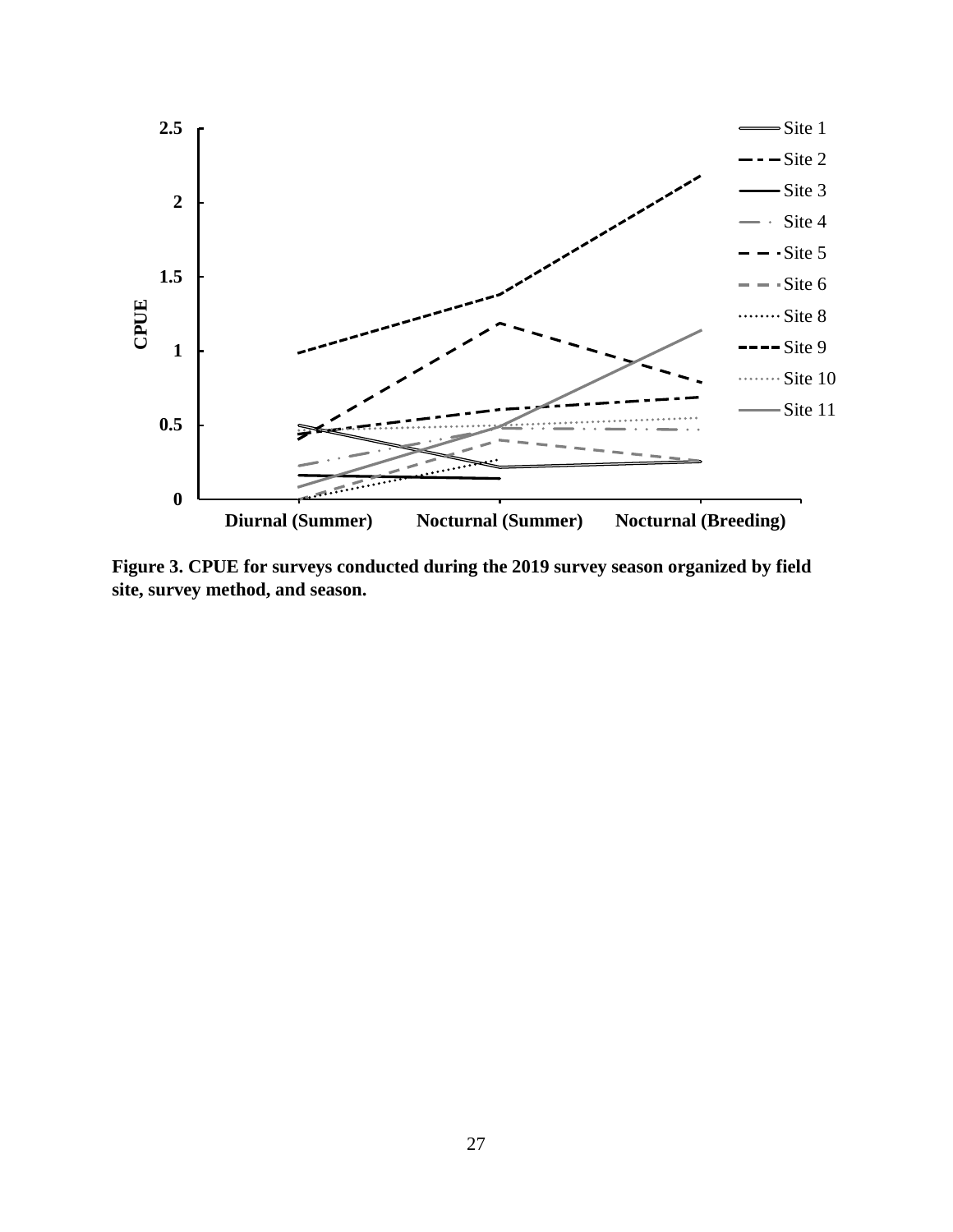**Figure 3. CPUE for surveys conducted during the 2019 survey season organized by field site, survey method, and season.**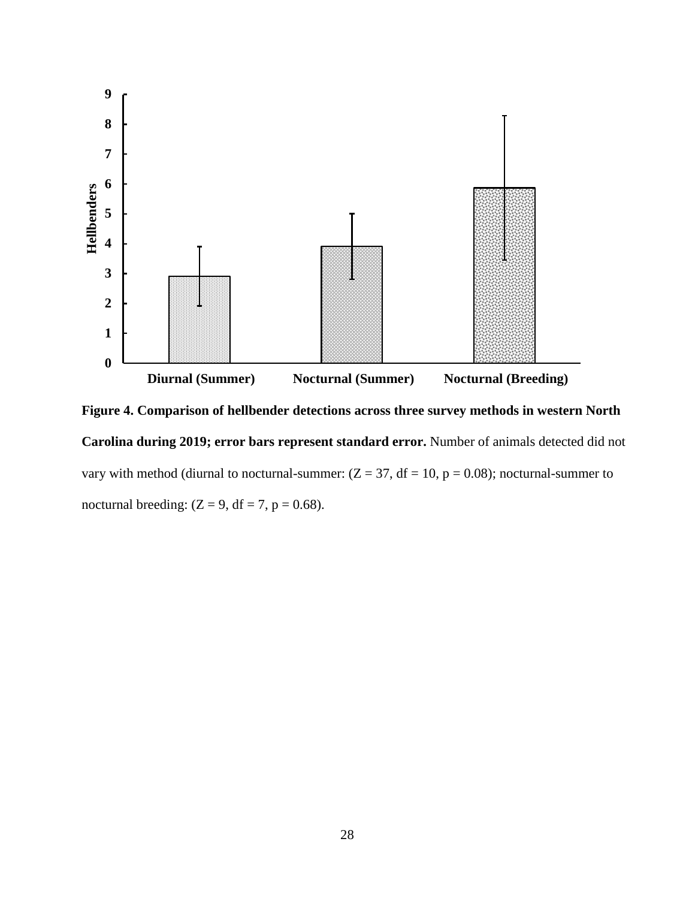**Figure 4. Comparison of hellbender detections across three survey methods in western North Carolina during 2019; error bars represent standard error.** Number of animals detected did not vary with method (diurnal to nocturnal-summer: ($Z = 37$, $df = 10$, $p = 0.08$); nocturnal-summer to nocturnal breeding: ($Z = 9$, $df = 7$, $p = 0.68$).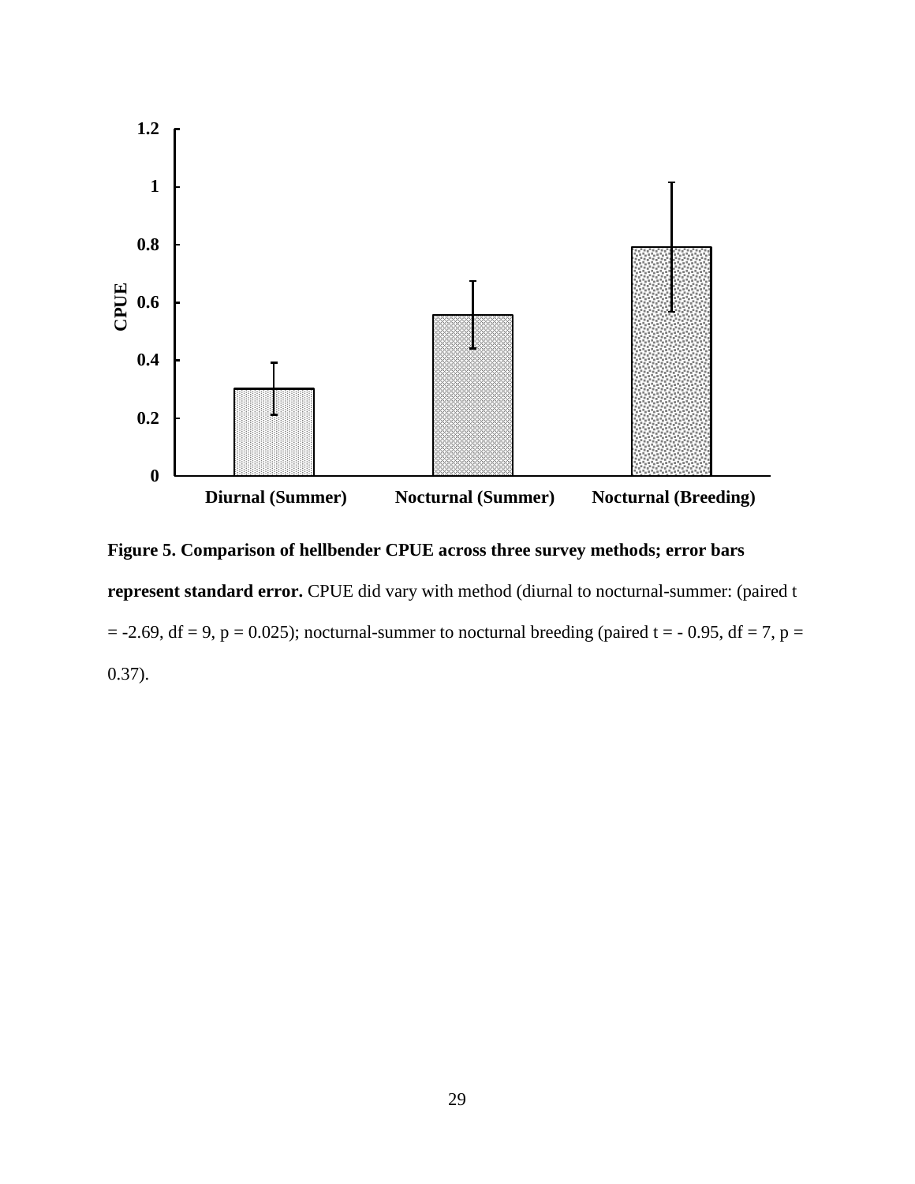**Figure 5. Comparison of hellbender CPUE across three survey methods; error bars represent standard error.** CPUE did vary with method (diurnal to nocturnal-summer: (paired $t = -2.69$, $df = 9$, $p = 0.025$); nocturnal-summer to nocturnal breeding (paired $t = -0.95$, $df = 7$, $p = 0.37$).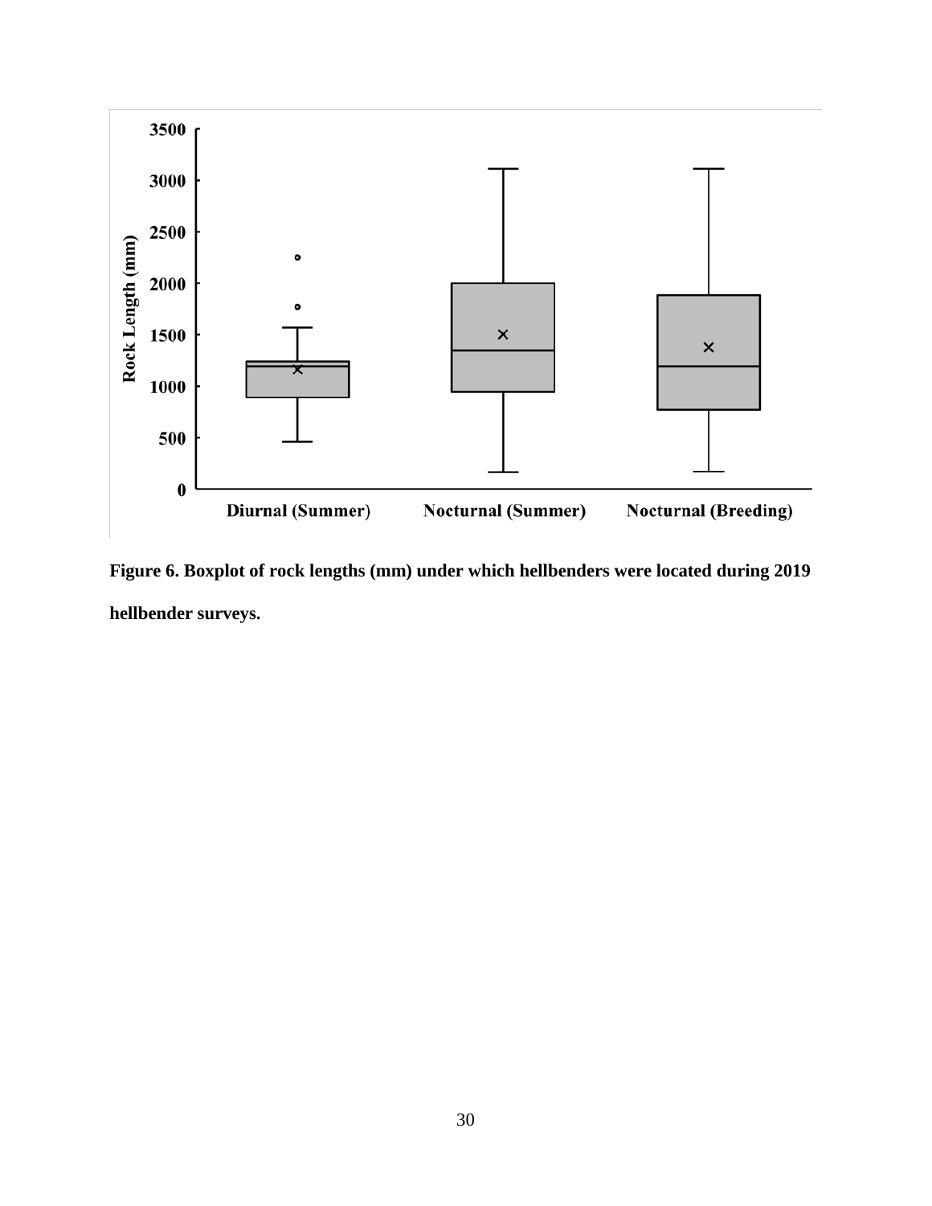**Figure 6. Boxplot of rock lengths (mm) under which hellbenders were located during 2019 hellbender surveys.**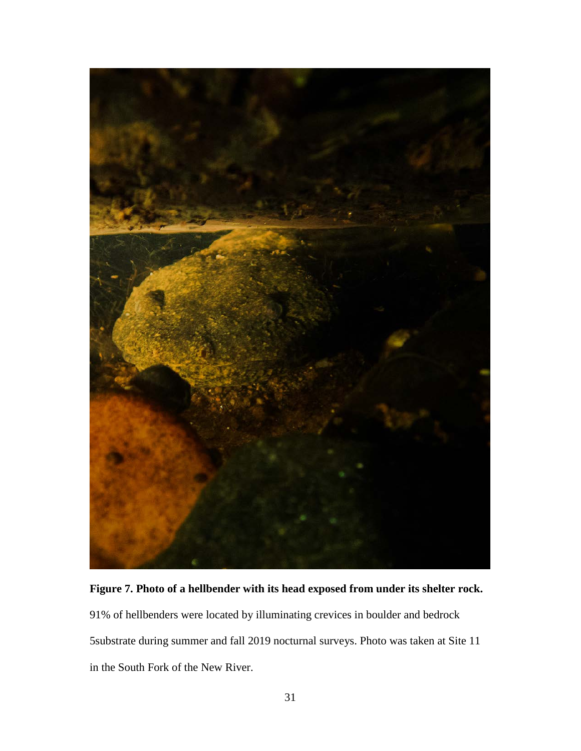**Figure 7. Photo of a hellbender with its head exposed from under its shelter rock.** 91% of hellbenders were located by illuminating crevices in boulder and bedrock 5substrate during summer and fall 2019 nocturnal surveys. Photo was taken at Site 11 in the South Fork of the New River.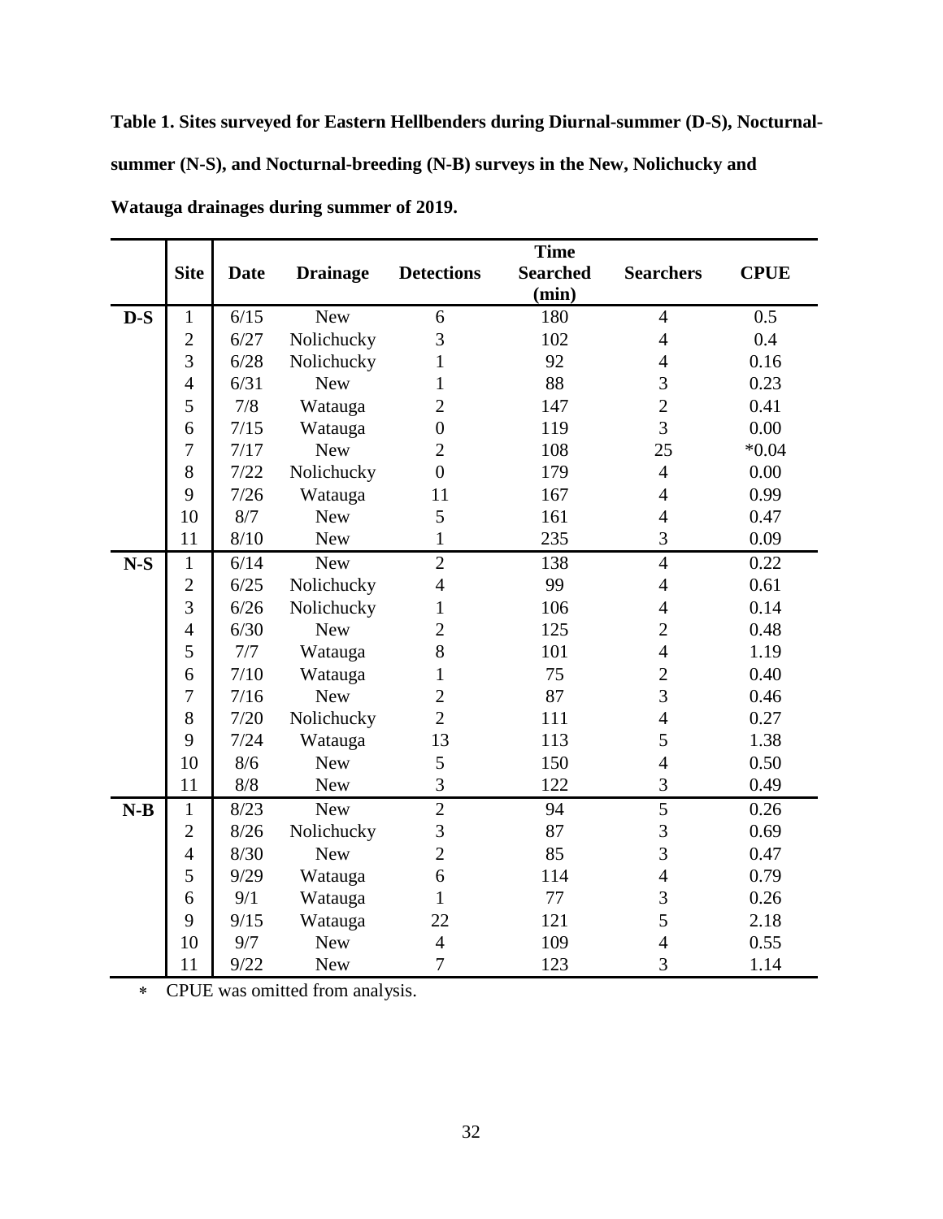**Table 1. Sites surveyed for Eastern Hellbenders during Diurnal-summer (D-S), Nocturnal-summer (N-S), and Nocturnal-breeding (N-B) surveys in the New, Nolichucky and Watauga drainages during summer of 2019.**

| | Site | Date | Drainage | Detections | Time Searched (min) | Searchers | CPUE |
|---|---|---|---|---|---|---|---|
| **D-S** | 1 | 6/15 | New | 6 | 180 | 4 | 0.5 |
| | 2 | 6/27 | Nolichucky | 3 | 102 | 4 | 0.4 |
| | 3 | 6/28 | Nolichucky | 1 | 92 | 4 | 0.16 |
| | 4 | 6/31 | New | 1 | 88 | 3 | 0.23 |
| | 5 | 7/8 | Watauga | 2 | 147 | 2 | 0.41 |
| | 6 | 7/15 | Watauga | 0 | 119 | 3 | 0.00 |
| | 7 | 7/17 | New | 2 | 108 | 25 | *0.04 |
| | 8 | 7/22 | Nolichucky | 0 | 179 | 4 | 0.00 |
| | 9 | 7/26 | Watauga | 11 | 167 | 4 | 0.99 |
| | 10 | 8/7 | New | 5 | 161 | 4 | 0.47 |
| | 11 | 8/10 | New | 1 | 235 | 3 | 0.09 |
| **N-S** | 1 | 6/14 | New | 2 | 138 | 4 | 0.22 |
| | 2 | 6/25 | Nolichucky | 4 | 99 | 4 | 0.61 |
| | 3 | 6/26 | Nolichucky | 1 | 106 | 4 | 0.14 |
| | 4 | 6/30 | New | 2 | 125 | 2 | 0.48 |
| | 5 | 7/7 | Watauga | 8 | 101 | 4 | 1.19 |
| | 6 | 7/10 | Watauga | 1 | 75 | 2 | 0.40 |
| | 7 | 7/16 | New | 2 | 87 | 3 | 0.46 |
| | 8 | 7/20 | Nolichucky | 2 | 111 | 4 | 0.27 |
| | 9 | 7/24 | Watauga | 13 | 113 | 5 | 1.38 |
| | 10 | 8/6 | New | 5 | 150 | 4 | 0.50 |
| | 11 | 8/8 | New | 3 | 122 | 3 | 0.49 |
| **N-B** | 1 | 8/23 | New | 2 | 94 | 5 | 0.26 |
| | 2 | 8/26 | Nolichucky | 3 | 87 | 3 | 0.69 |
| | 4 | 8/30 | New | 2 | 85 | 3 | 0.47 |
| | 5 | 9/29 | Watauga | 6 | 114 | 4 | 0.79 |
| | 6 | 9/1 | Watauga | 1 | 77 | 3 | 0.26 |
| | 9 | 9/15 | Watauga | 22 | 121 | 5 | 2.18 |
| | 10 | 9/7 | New | 4 | 109 | 4 | 0.55 |
| | 11 | 9/22 | New | 7 | 123 | 3 | 1.14 |

* CPUE was omitted from analysis.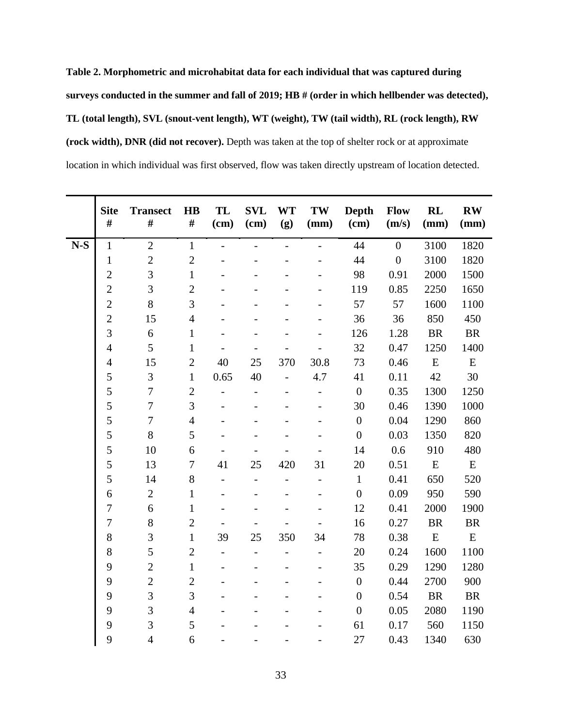**Table 2. Morphometric and microhabitat data for each individual that was captured during surveys conducted in the summer and fall of 2019; HB # (order in which hellbender was detected), TL (total length), SVL (snout-vent length), WT (weight), TW (tail width), RL (rock length), RW (rock width), DNR (did not recover).** Depth was taken at the top of shelter rock or at approximate location in which individual was first observed, flow was taken directly upstream of location detected.

| | Site # | Transect # | HB # | TL (cm) | SVL (cm) | WT (g) | TW (mm) | Depth (cm) | Flow (m/s) | RL (mm) | RW (mm) |
|---|---|---|---|---|---|---|---|---|---|---|---|
| N-S | 1 | 2 | 1 | - | - | - | - | 44 | 0 | 3100 | 1820 |
| | 1 | 2 | 2 | - | - | - | - | 44 | 0 | 3100 | 1820 |
| | 2 | 3 | 1 | - | - | - | - | 98 | 0.91 | 2000 | 1500 |
| | 2 | 3 | 2 | - | - | - | - | 119 | 0.85 | 2250 | 1650 |
| | 2 | 8 | 3 | - | - | - | - | 57 | 57 | 1600 | 1100 |
| | 2 | 15 | 4 | - | - | - | - | 36 | 36 | 850 | 450 |
| | 3 | 6 | 1 | - | - | - | - | 126 | 1.28 | BR | BR |
| | 4 | 5 | 1 | - | - | - | - | 32 | 0.47 | 1250 | 1400 |
| | 4 | 15 | 2 | 40 | 25 | 370 | 30.8 | 73 | 0.46 | E | E |
| | 5 | 3 | 1 | 0.65 | 40 | - | 4.7 | 41 | 0.11 | 42 | 30 |
| | 5 | 7 | 2 | - | - | - | - | 0 | 0.35 | 1300 | 1250 |
| | 5 | 7 | 3 | - | - | - | - | 30 | 0.46 | 1390 | 1000 |
| | 5 | 7 | 4 | - | - | - | - | 0 | 0.04 | 1290 | 860 |
| | 5 | 8 | 5 | - | - | - | - | 0 | 0.03 | 1350 | 820 |
| | 5 | 10 | 6 | - | - | - | - | 14 | 0.6 | 910 | 480 |
| | 5 | 13 | 7 | 41 | 25 | 420 | 31 | 20 | 0.51 | E | E |
| | 5 | 14 | 8 | - | - | - | - | 1 | 0.41 | 650 | 520 |
| | 6 | 2 | 1 | - | - | - | - | 0 | 0.09 | 950 | 590 |
| | 7 | 6 | 1 | - | - | - | - | 12 | 0.41 | 2000 | 1900 |
| | 7 | 8 | 2 | - | - | - | - | 16 | 0.27 | BR | BR |
| | 8 | 3 | 1 | 39 | 25 | 350 | 34 | 78 | 0.38 | E | E |
| | 8 | 5 | 2 | - | - | - | - | 20 | 0.24 | 1600 | 1100 |
| | 9 | 2 | 1 | - | - | - | - | 35 | 0.29 | 1290 | 1280 |
| | 9 | 2 | 2 | - | - | - | - | 0 | 0.44 | 2700 | 900 |
| | 9 | 3 | 3 | - | - | - | - | 0 | 0.54 | BR | BR |
| | 9 | 3 | 4 | - | - | - | - | 0 | 0.05 | 2080 | 1190 |
| | 9 | 3 | 5 | - | - | - | - | 61 | 0.17 | 560 | 1150 |
| | 9 | 4 | 6 | - | - | - | - | 27 | 0.43 | 1340 | 630 |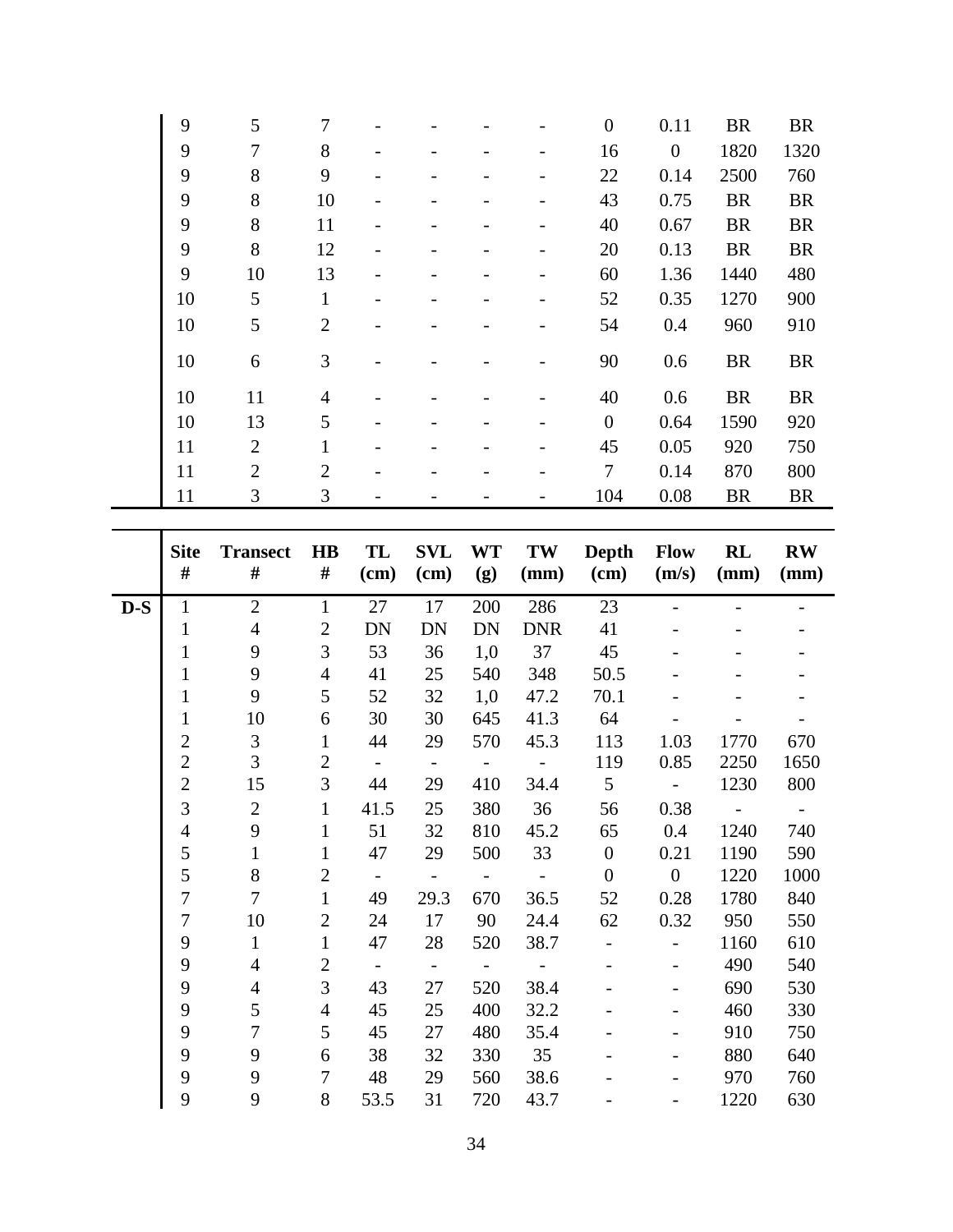| | Site # | Transect # | HB # | TL (cm) | SVL (cm) | WT (g) | TW (mm) | Depth (cm) | Flow (m/s) | RL (mm) | RW (mm) |
|---|---|---|---|---|---|---|---|---|---|---|---|
| | 9 | 5 | 7 | - | - | - | - | 0 | 0.11 | BR | BR |
| | 9 | 7 | 8 | - | - | - | - | 16 | 0 | 1820 | 1320 |
| | 9 | 8 | 9 | - | - | - | - | 22 | 0.14 | 2500 | 760 |
| | 9 | 8 | 10 | - | - | - | - | 43 | 0.75 | BR | BR |
| | 9 | 8 | 11 | - | - | - | - | 40 | 0.67 | BR | BR |
| | 9 | 8 | 12 | - | - | - | - | 20 | 0.13 | BR | BR |
| | 9 | 10 | 13 | - | - | - | - | 60 | 1.36 | 1440 | 480 |
| | 10 | 5 | 1 | - | - | - | - | 52 | 0.35 | 1270 | 900 |
| | 10 | 5 | 2 | - | - | - | - | 54 | 0.4 | 960 | 910 |
| | 10 | 6 | 3 | - | - | - | - | 90 | 0.6 | BR | BR |
| | 10 | 11 | 4 | - | - | - | - | 40 | 0.6 | BR | BR |
| | 10 | 13 | 5 | - | - | - | - | 0 | 0.64 | 1590 | 920 |
| | 11 | 2 | 1 | - | - | - | - | 45 | 0.05 | 920 | 750 |
| | 11 | 2 | 2 | - | - | - | - | 7 | 0.14 | 870 | 800 |
| | 11 | 3 | 3 | - | - | - | - | 104 | 0.08 | BR | BR |

| | Site # | Transect # | HB # | TL (cm) | SVL (cm) | WT (g) | TW (mm) | Depth (cm) | Flow (m/s) | RL (mm) | RW (mm) |
|---|---|---|---|---|---|---|---|---|---|---|---|
| **D-S** | 1 | 2 | 1 | 27 | 17 | 200 | 286 | 23 | - | - | - |
| | 1 | 4 | 2 | DN | DN | DN | DNR | 41 | - | - | - |
| | 1 | 9 | 3 | 53 | 36 | 1,0 | 37 | 45 | - | - | - |
| | 1 | 9 | 4 | 41 | 25 | 540 | 348 | 50.5 | - | - | - |
| | 1 | 9 | 5 | 52 | 32 | 1,0 | 47.2 | 70.1 | - | - | - |
| | 1 | 10 | 6 | 30 | 30 | 645 | 41.3 | 64 | - | - | - |
| | 2 | 3 | 1 | 44 | 29 | 570 | 45.3 | 113 | 1.03 | 1770 | 670 |
| | 2 | 3 | 2 | - | - | - | - | 119 | 0.85 | 2250 | 1650 |
| | 2 | 15 | 3 | 44 | 29 | 410 | 34.4 | 5 | - | 1230 | 800 |
| | 3 | 2 | 1 | 41.5 | 25 | 380 | 36 | 56 | 0.38 | - | - |
| | 4 | 9 | 1 | 51 | 32 | 810 | 45.2 | 65 | 0.4 | 1240 | 740 |
| | 5 | 1 | 1 | 47 | 29 | 500 | 33 | 0 | 0.21 | 1190 | 590 |
| | 5 | 8 | 2 | - | - | - | - | 0 | 0 | 1220 | 1000 |
| | 7 | 7 | 1 | 49 | 29.3 | 670 | 36.5 | 52 | 0.28 | 1780 | 840 |
| | 7 | 10 | 2 | 24 | 17 | 90 | 24.4 | 62 | 0.32 | 950 | 550 |
| | 9 | 1 | 1 | 47 | 28 | 520 | 38.7 | - | - | 1160 | 610 |
| | 9 | 4 | 2 | - | - | - | - | - | - | 490 | 540 |
| | 9 | 4 | 3 | 43 | 27 | 520 | 38.4 | - | - | 690 | 530 |
| | 9 | 5 | 4 | 45 | 25 | 400 | 32.2 | - | - | 460 | 330 |
| | 9 | 7 | 5 | 45 | 27 | 480 | 35.4 | - | - | 910 | 750 |
| | 9 | 9 | 6 | 38 | 32 | 330 | 35 | - | - | 880 | 640 |
| | 9 | 9 | 7 | 48 | 29 | 560 | 38.6 | - | - | 970 | 760 |
| | 9 | 9 | 8 | 53.5 | 31 | 720 | 43.7 | - | - | 1220 | 630 |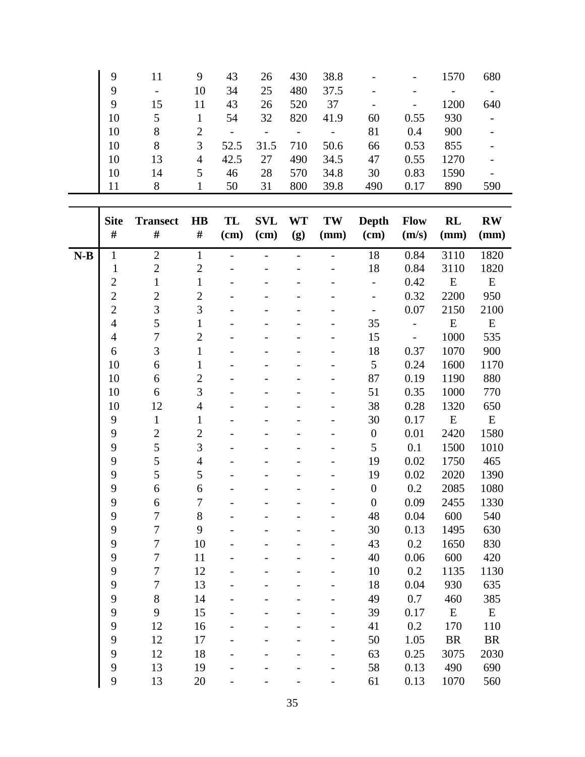| | Site # | Transect # | HB # | TL (cm) | SVL (cm) | WT (g) | TW (mm) | Depth (cm) | Flow (m/s) | RL (mm) | RW (mm) |
|---|---|---|---|---|---|---|---|---|---|---|---|
| | 9 | 11 | 9 | 43 | 26 | 430 | 38.8 | - | - | 1570 | 680 |
| | 9 | - | 10 | 34 | 25 | 480 | 37.5 | - | - | - | - |
| | 9 | 15 | 11 | 43 | 26 | 520 | 37 | - | - | 1200 | 640 |
| | 10 | 5 | 1 | 54 | 32 | 820 | 41.9 | 60 | 0.55 | 930 | - |
| | 10 | 8 | 2 | - | - | - | - | 81 | 0.4 | 900 | - |
| | 10 | 8 | 3 | 52.5 | 31.5 | 710 | 50.6 | 66 | 0.53 | 855 | - |
| | 10 | 13 | 4 | 42.5 | 27 | 490 | 34.5 | 47 | 0.55 | 1270 | - |
| | 10 | 14 | 5 | 46 | 28 | 570 | 34.8 | 30 | 0.83 | 1590 | - |
| | 11 | 8 | 1 | 50 | 31 | 800 | 39.8 | 490 | 0.17 | 890 | 590 |

| | Site # | Transect # | HB # | TL (cm) | SVL (cm) | WT (g) | TW (mm) | Depth (cm) | Flow (m/s) | RL (mm) | RW (mm) |
|---|---|---|---|---|---|---|---|---|---|---|---|
| **N-B** | 1 | 2 | 1 | - | - | - | - | 18 | 0.84 | 3110 | 1820 |
| | 1 | 2 | 2 | - | - | - | - | 18 | 0.84 | 3110 | 1820 |
| | 2 | 1 | 1 | - | - | - | - | - | 0.42 | E | E |
| | 2 | 2 | 2 | - | - | - | - | - | 0.32 | 2200 | 950 |
| | 2 | 3 | 3 | - | - | - | - | - | 0.07 | 2150 | 2100 |
| | 4 | 5 | 1 | - | - | - | - | 35 | - | E | E |
| | 4 | 7 | 2 | - | - | - | - | 15 | - | 1000 | 535 |
| | 6 | 3 | 1 | - | - | - | - | 18 | 0.37 | 1070 | 900 |
| | 10 | 6 | 1 | - | - | - | - | 5 | 0.24 | 1600 | 1170 |
| | 10 | 6 | 2 | - | - | - | - | 87 | 0.19 | 1190 | 880 |
| | 10 | 6 | 3 | - | - | - | - | 51 | 0.35 | 1000 | 770 |
| | 10 | 12 | 4 | - | - | - | - | 38 | 0.28 | 1320 | 650 |
| | 9 | 1 | 1 | - | - | - | - | 30 | 0.17 | E | E |
| | 9 | 2 | 2 | - | - | - | - | 0 | 0.01 | 2420 | 1580 |
| | 9 | 5 | 3 | - | - | - | - | 5 | 0.1 | 1500 | 1010 |
| | 9 | 5 | 4 | - | - | - | - | 19 | 0.02 | 1750 | 465 |
| | 9 | 5 | 5 | - | - | - | - | 19 | 0.02 | 2020 | 1390 |
| | 9 | 6 | 6 | - | - | - | - | 0 | 0.2 | 2085 | 1080 |
| | 9 | 6 | 7 | - | - | - | - | 0 | 0.09 | 2455 | 1330 |
| | 9 | 7 | 8 | - | - | - | - | 48 | 0.04 | 600 | 540 |
| | 9 | 7 | 9 | - | - | - | - | 30 | 0.13 | 1495 | 630 |
| | 9 | 7 | 10 | - | - | - | - | 43 | 0.2 | 1650 | 830 |
| | 9 | 7 | 11 | - | - | - | - | 40 | 0.06 | 600 | 420 |
| | 9 | 7 | 12 | - | - | - | - | 10 | 0.2 | 1135 | 1130 |
| | 9 | 7 | 13 | - | - | - | - | 18 | 0.04 | 930 | 635 |
| | 9 | 8 | 14 | - | - | - | - | 49 | 0.7 | 460 | 385 |
| | 9 | 9 | 15 | - | - | - | - | 39 | 0.17 | E | E |
| | 9 | 12 | 16 | - | - | - | - | 41 | 0.2 | 170 | 110 |
| | 9 | 12 | 17 | - | - | - | - | 50 | 1.05 | BR | BR |
| | 9 | 12 | 18 | - | - | - | - | 63 | 0.25 | 3075 | 2030 |
| | 9 | 13 | 19 | - | - | - | - | 58 | 0.13 | 490 | 690 |
| | 9 | 13 | 20 | - | - | - | - | 61 | 0.13 | 1070 | 560 |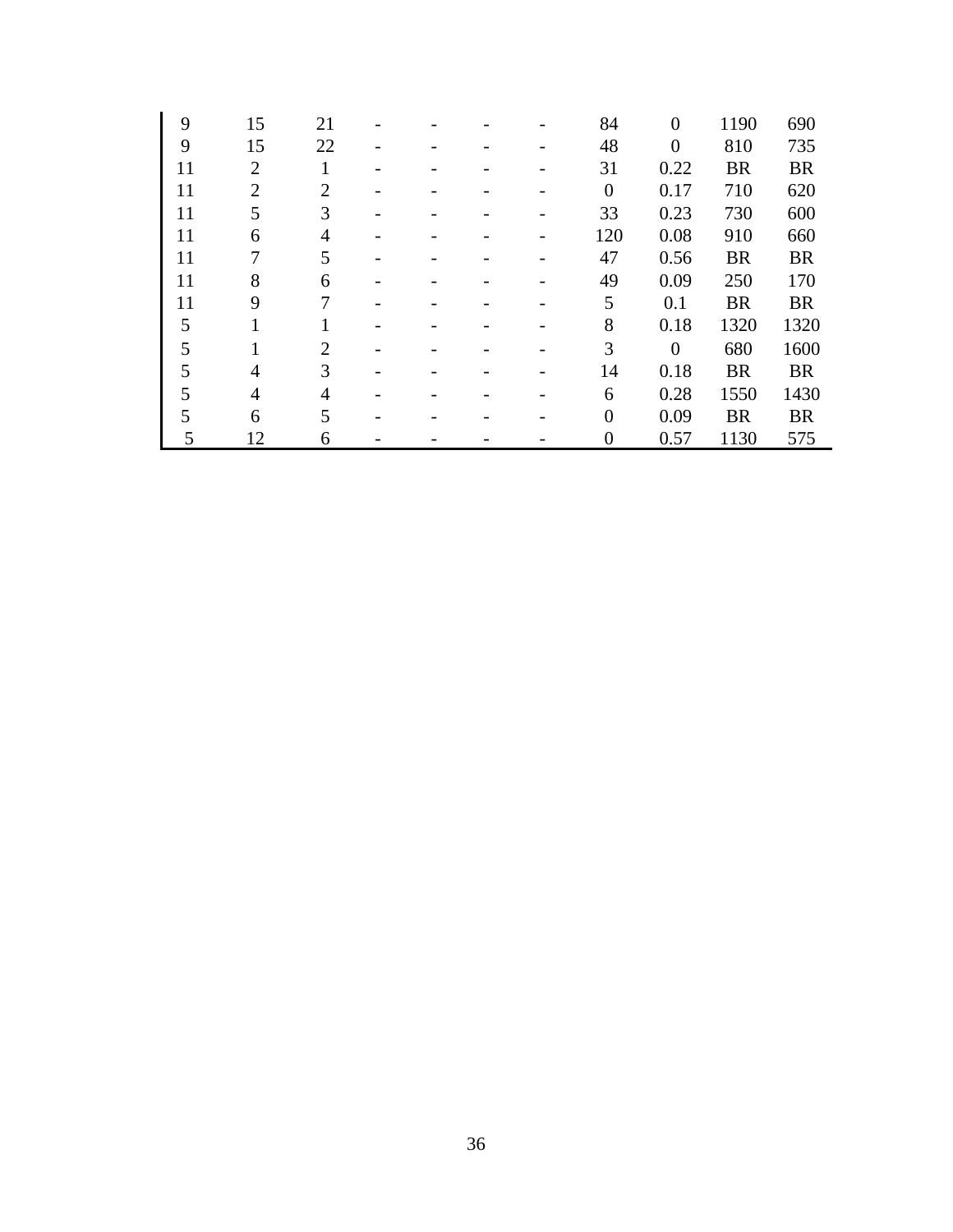| | | | | | | | | | | |
|---|---|---|---|---|---|---|---|---|---|---|
| 9 | 15 | 21 | - | - | - | - | 84 | 0 | 1190 | 690 |
| 9 | 15 | 22 | - | - | - | - | 48 | 0 | 810 | 735 |
| 11 | 2 | 1 | - | - | - | - | 31 | 0.22 | BR | BR |
| 11 | 2 | 2 | - | - | - | - | 0 | 0.17 | 710 | 620 |
| 11 | 5 | 3 | - | - | - | - | 33 | 0.23 | 730 | 600 |
| 11 | 6 | 4 | - | - | - | - | 120 | 0.08 | 910 | 660 |
| 11 | 7 | 5 | - | - | - | - | 47 | 0.56 | BR | BR |
| 11 | 8 | 6 | - | - | - | - | 49 | 0.09 | 250 | 170 |
| 11 | 9 | 7 | - | - | - | - | 5 | 0.1 | BR | BR |
| 5 | 1 | 1 | - | - | - | - | 8 | 0.18 | 1320 | 1320 |
| 5 | 1 | 2 | - | - | - | - | 3 | 0 | 680 | 1600 |
| 5 | 4 | 3 | - | - | - | - | 14 | 0.18 | BR | BR |
| 5 | 4 | 4 | - | - | - | - | 6 | 0.28 | 1550 | 1430 |
| 5 | 6 | 5 | - | - | - | - | 0 | 0.09 | BR | BR |
| 5 | 12 | 6 | - | - | - | - | 0 | 0.57 | 1130 | 575 |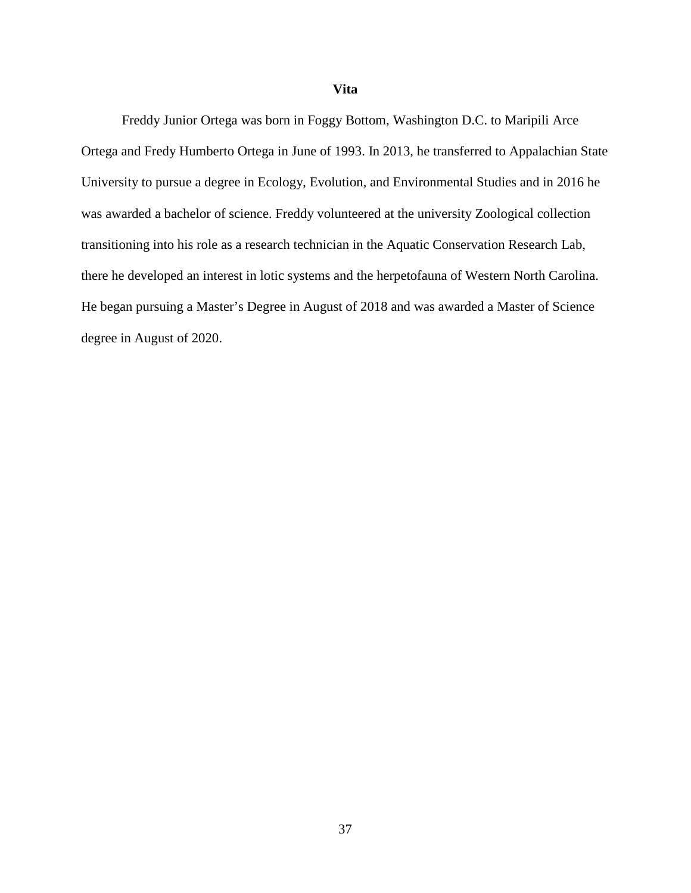# Vita

Freddy Junior Ortega was born in Foggy Bottom, Washington D.C. to Maripili Arce Ortega and Fredy Humberto Ortega in June of 1993. In 2013, he transferred to Appalachian State University to pursue a degree in Ecology, Evolution, and Environmental Studies and in 2016 he was awarded a bachelor of science. Freddy volunteered at the university Zoological collection transitioning into his role as a research technician in the Aquatic Conservation Research Lab, there he developed an interest in lotic systems and the herpetofauna of Western North Carolina. He began pursuing a Master's Degree in August of 2018 and was awarded a Master of Science degree in August of 2020.